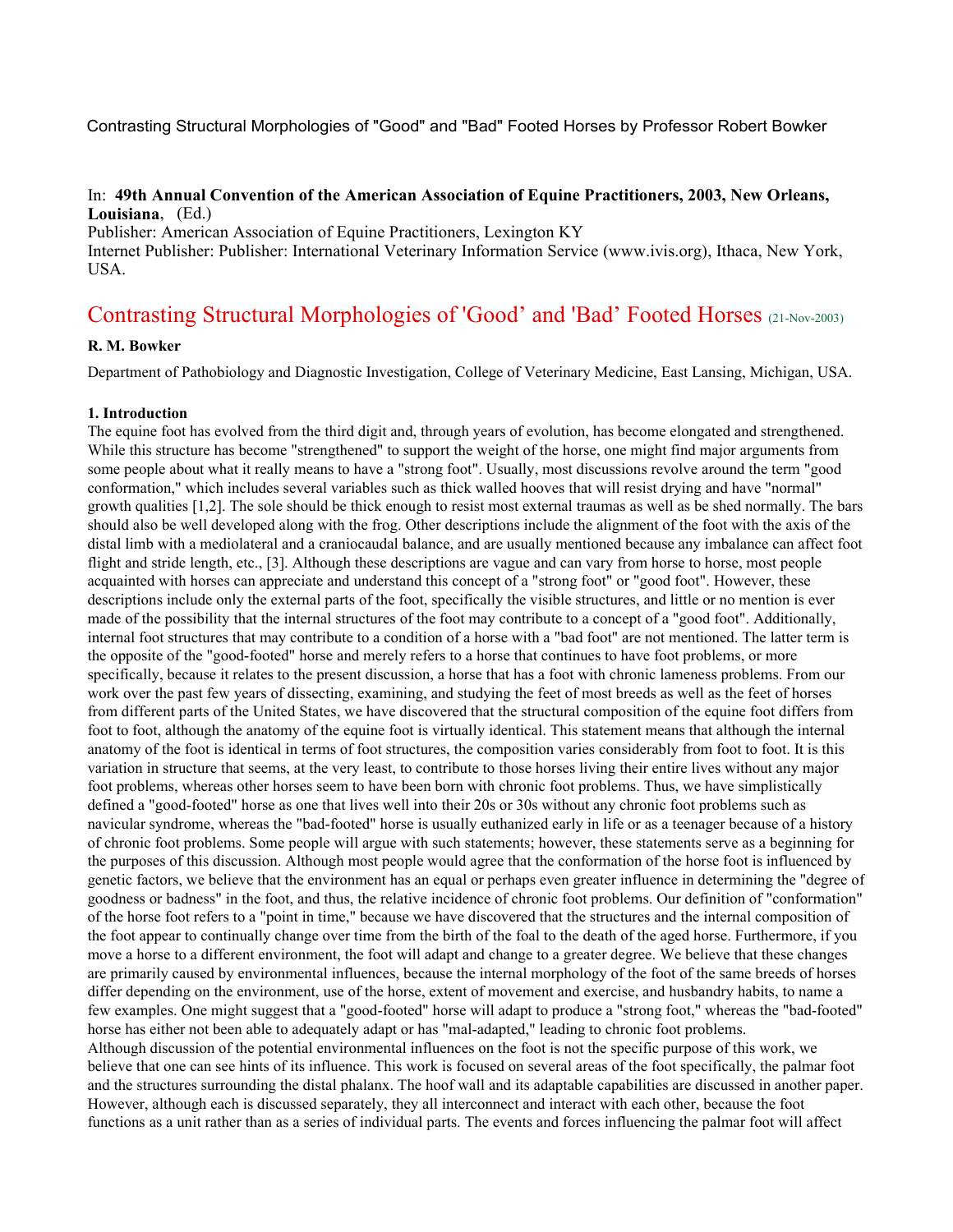Contrasting Structural Morphologies of "Good" and "Bad" Footed Horses by Professor Robert Bowker

In: **49th Annual Convention of the American Association of Equine Practitioners, 2003, New Orleans, Louisiana**, (Ed.)
Publisher: American Association of Equine Practitioners, Lexington KY
Internet Publisher: Publisher: International Veterinary Information Service (www.ivis.org), Ithaca, New York, USA.

# Contrasting Structural Morphologies of 'Good' and 'Bad' Footed Horses (21-Nov-2003)

**R. M. Bowker**

Department of Pathobiology and Diagnostic Investigation, College of Veterinary Medicine, East Lansing, Michigan, USA.

## 1. Introduction

The equine foot has evolved from the third digit and, through years of evolution, has become elongated and strengthened. While this structure has become "strengthened" to support the weight of the horse, one might find major arguments from some people about what it really means to have a "strong foot". Usually, most discussions revolve around the term "good conformation," which includes several variables such as thick walled hooves that will resist drying and have "normal" growth qualities [1,2]. The sole should be thick enough to resist most external traumas as well as be shed normally. The bars should also be well developed along with the frog. Other descriptions include the alignment of the foot with the axis of the distal limb with a mediolateral and a craniocaudal balance, and are usually mentioned because any imbalance can affect foot flight and stride length, etc., [3]. Although these descriptions are vague and can vary from horse to horse, most people acquainted with horses can appreciate and understand this concept of a "strong foot" or "good foot". However, these descriptions include only the external parts of the foot, specifically the visible structures, and little or no mention is ever made of the possibility that the internal structures of the foot may contribute to a concept of a "good foot". Additionally, internal foot structures that may contribute to a condition of a horse with a "bad foot" are not mentioned. The latter term is the opposite of the "good-footed" horse and merely refers to a horse that continues to have foot problems, or more specifically, because it relates to the present discussion, a horse that has a foot with chronic lameness problems. From our work over the past few years of dissecting, examining, and studying the feet of most breeds as well as the feet of horses from different parts of the United States, we have discovered that the structural composition of the equine foot differs from foot to foot, although the anatomy of the equine foot is virtually identical. This statement means that although the internal anatomy of the foot is identical in terms of foot structures, the composition varies considerably from foot to foot. It is this variation in structure that seems, at the very least, to contribute to those horses living their entire lives without any major foot problems, whereas other horses seem to have been born with chronic foot problems. Thus, we have simplistically defined a "good-footed" horse as one that lives well into their 20s or 30s without any chronic foot problems such as navicular syndrome, whereas the "bad-footed" horse is usually euthanized early in life or as a teenager because of a history of chronic foot problems. Some people will argue with such statements; however, these statements serve as a beginning for the purposes of this discussion. Although most people would agree that the conformation of the horse foot is influenced by genetic factors, we believe that the environment has an equal or perhaps even greater influence in determining the "degree of goodness or badness" in the foot, and thus, the relative incidence of chronic foot problems. Our definition of "conformation" of the horse foot refers to a "point in time," because we have discovered that the structures and the internal composition of the foot appear to continually change over time from the birth of the foal to the death of the aged horse. Furthermore, if you move a horse to a different environment, the foot will adapt and change to a greater degree. We believe that these changes are primarily caused by environmental influences, because the internal morphology of the foot of the same breeds of horses differ depending on the environment, use of the horse, extent of movement and exercise, and husbandry habits, to name a few examples. One might suggest that a "good-footed" horse will adapt to produce a "strong foot," whereas the "bad-footed" horse has either not been able to adequately adapt or has "mal-adapted," leading to chronic foot problems.

Although discussion of the potential environmental influences on the foot is not the specific purpose of this work, we believe that one can see hints of its influence. This work is focused on several areas of the foot specifically, the palmar foot and the structures surrounding the distal phalanx. The hoof wall and its adaptable capabilities are discussed in another paper. However, although each is discussed separately, they all interconnect and interact with each other, because the foot functions as a unit rather than as a series of individual parts. The events and forces influencing the palmar foot will affect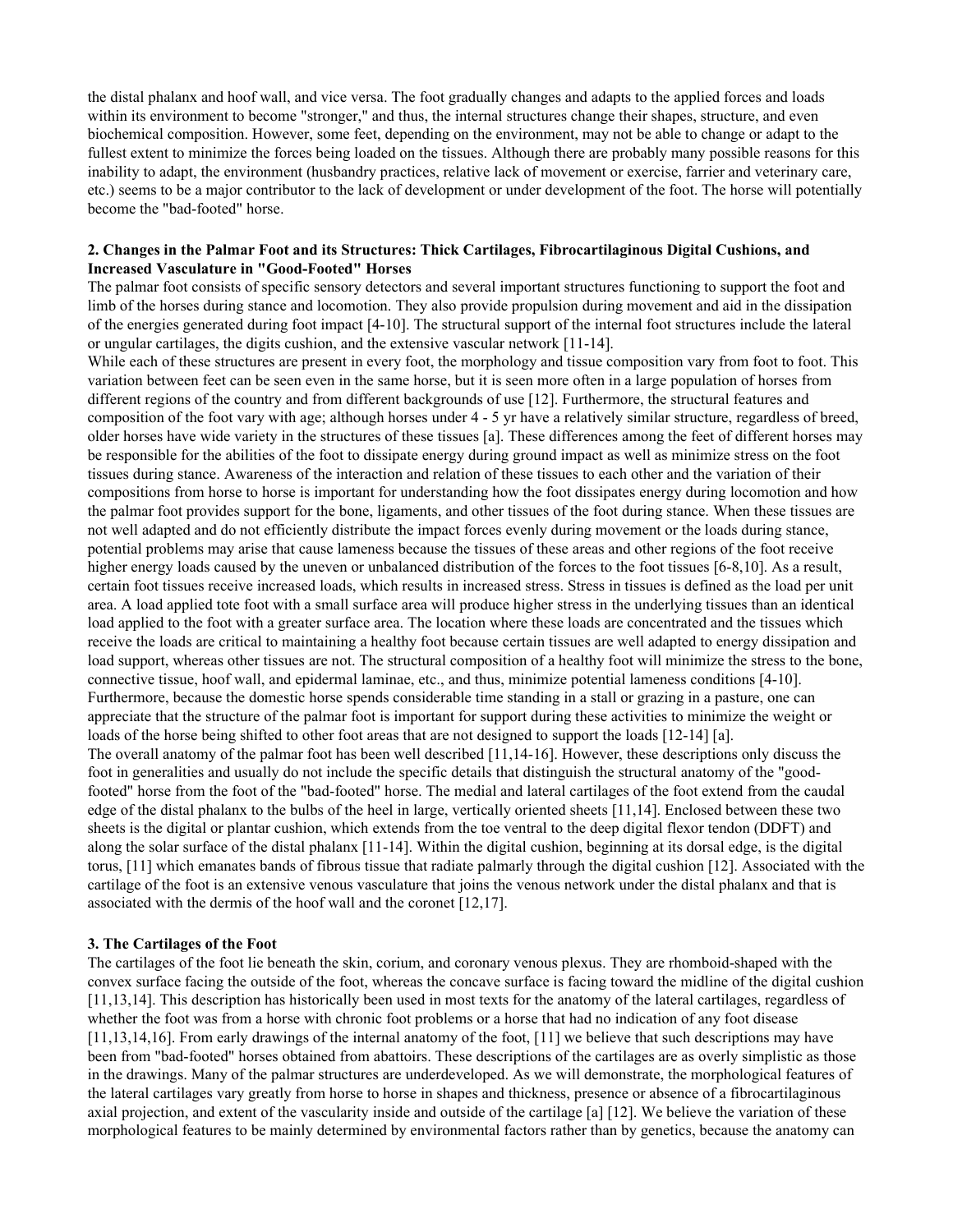the distal phalanx and hoof wall, and vice versa. The foot gradually changes and adapts to the applied forces and loads within its environment to become "stronger," and thus, the internal structures change their shapes, structure, and even biochemical composition. However, some feet, depending on the environment, may not be able to change or adapt to the fullest extent to minimize the forces being loaded on the tissues. Although there are probably many possible reasons for this inability to adapt, the environment (husbandry practices, relative lack of movement or exercise, farrier and veterinary care, etc.) seems to be a major contributor to the lack of development or under development of the foot. The horse will potentially become the "bad-footed" horse.

### 2. Changes in the Palmar Foot and its Structures: Thick Cartilages, Fibrocartilaginous Digital Cushions, and Increased Vasculature in "Good-Footed" Horses

The palmar foot consists of specific sensory detectors and several important structures functioning to support the foot and limb of the horses during stance and locomotion. They also provide propulsion during movement and aid in the dissipation of the energies generated during foot impact [4-10]. The structural support of the internal foot structures include the lateral or ungular cartilages, the digits cushion, and the extensive vascular network [11-14].

While each of these structures are present in every foot, the morphology and tissue composition vary from foot to foot. This variation between feet can be seen even in the same horse, but it is seen more often in a large population of horses from different regions of the country and from different backgrounds of use [12]. Furthermore, the structural features and composition of the foot vary with age; although horses under 4 - 5 yr have a relatively similar structure, regardless of breed, older horses have wide variety in the structures of these tissues [a]. These differences among the feet of different horses may be responsible for the abilities of the foot to dissipate energy during ground impact as well as minimize stress on the foot tissues during stance. Awareness of the interaction and relation of these tissues to each other and the variation of their compositions from horse to horse is important for understanding how the foot dissipates energy during locomotion and how the palmar foot provides support for the bone, ligaments, and other tissues of the foot during stance. When these tissues are not well adapted and do not efficiently distribute the impact forces evenly during movement or the loads during stance, potential problems may arise that cause lameness because the tissues of these areas and other regions of the foot receive higher energy loads caused by the uneven or unbalanced distribution of the forces to the foot tissues [6-8,10]. As a result, certain foot tissues receive increased loads, which results in increased stress. Stress in tissues is defined as the load per unit area. A load applied tote foot with a small surface area will produce higher stress in the underlying tissues than an identical load applied to the foot with a greater surface area. The location where these loads are concentrated and the tissues which receive the loads are critical to maintaining a healthy foot because certain tissues are well adapted to energy dissipation and load support, whereas other tissues are not. The structural composition of a healthy foot will minimize the stress to the bone, connective tissue, hoof wall, and epidermal laminae, etc., and thus, minimize potential lameness conditions [4-10]. Furthermore, because the domestic horse spends considerable time standing in a stall or grazing in a pasture, one can appreciate that the structure of the palmar foot is important for support during these activities to minimize the weight or loads of the horse being shifted to other foot areas that are not designed to support the loads [12-14] [a].

The overall anatomy of the palmar foot has been well described [11,14-16]. However, these descriptions only discuss the foot in generalities and usually do not include the specific details that distinguish the structural anatomy of the "good-footed" horse from the foot of the "bad-footed" horse. The medial and lateral cartilages of the foot extend from the caudal edge of the distal phalanx to the bulbs of the heel in large, vertically oriented sheets [11,14]. Enclosed between these two sheets is the digital or plantar cushion, which extends from the toe ventral to the deep digital flexor tendon (DDFT) and along the solar surface of the distal phalanx [11-14]. Within the digital cushion, beginning at its dorsal edge, is the digital torus, [11] which emanates bands of fibrous tissue that radiate palmarly through the digital cushion [12]. Associated with the cartilage of the foot is an extensive venous vasculature that joins the venous network under the distal phalanx and that is associated with the dermis of the hoof wall and the coronet [12,17].

### 3. The Cartilages of the Foot

The cartilages of the foot lie beneath the skin, corium, and coronary venous plexus. They are rhomboid-shaped with the convex surface facing the outside of the foot, whereas the concave surface is facing toward the midline of the digital cushion [11,13,14]. This description has historically been used in most texts for the anatomy of the lateral cartilages, regardless of whether the foot was from a horse with chronic foot problems or a horse that had no indication of any foot disease [11,13,14,16]. From early drawings of the internal anatomy of the foot, [11] we believe that such descriptions may have been from "bad-footed" horses obtained from abattoirs. These descriptions of the cartilages are as overly simplistic as those in the drawings. Many of the palmar structures are underdeveloped. As we will demonstrate, the morphological features of the lateral cartilages vary greatly from horse to horse in shapes and thickness, presence or absence of a fibrocartilaginous axial projection, and extent of the vascularity inside and outside of the cartilage [a] [12]. We believe the variation of these morphological features to be mainly determined by environmental factors rather than by genetics, because the anatomy can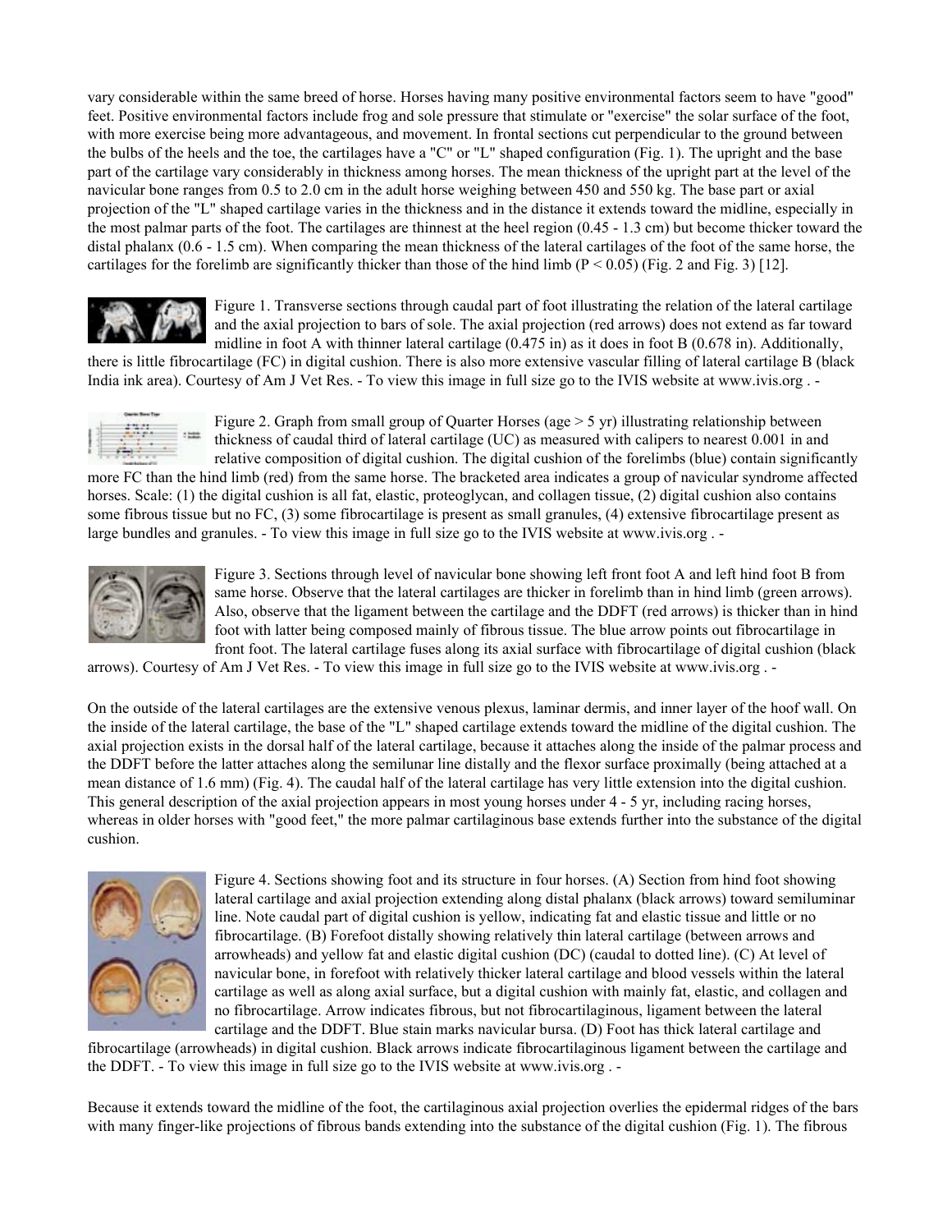vary considerable within the same breed of horse. Horses having many positive environmental factors seem to have "good" feet. Positive environmental factors include frog and sole pressure that stimulate or "exercise" the solar surface of the foot, with more exercise being more advantageous, and movement. In frontal sections cut perpendicular to the ground between the bulbs of the heels and the toe, the cartilages have a "C" or "L" shaped configuration (Fig. 1). The upright and the base part of the cartilage vary considerably in thickness among horses. The mean thickness of the upright part at the level of the navicular bone ranges from 0.5 to 2.0 cm in the adult horse weighing between 450 and 550 kg. The base part or axial projection of the "L" shaped cartilage varies in the thickness and in the distance it extends toward the midline, especially in the most palmar parts of the foot. The cartilages are thinnest at the heel region (0.45 - 1.3 cm) but become thicker toward the distal phalanx (0.6 - 1.5 cm). When comparing the mean thickness of the lateral cartilages of the foot of the same horse, the cartilages for the forelimb are significantly thicker than those of the hind limb ($P < 0.05$) (Fig. 2 and Fig. 3) [12].

Figure 1. Transverse sections through caudal part of foot illustrating the relation of the lateral cartilage and the axial projection to bars of sole. The axial projection (red arrows) does not extend as far toward midline in foot A with thinner lateral cartilage (0.475 in) as it does in foot B (0.678 in). Additionally, there is little fibrocartilage (FC) in digital cushion. There is also more extensive vascular filling of lateral cartilage B (black India ink area). Courtesy of Am J Vet Res. - To view this image in full size go to the IVIS website at www.ivis.org . -

Figure 2. Graph from small group of Quarter Horses (age > 5 yr) illustrating relationship between thickness of caudal third of lateral cartilage (UC) as measured with calipers to nearest 0.001 in and relative composition of digital cushion. The digital cushion of the forelimbs (blue) contain significantly more FC than the hind limb (red) from the same horse. The bracketed area indicates a group of navicular syndrome affected horses. Scale: (1) the digital cushion is all fat, elastic, proteoglycan, and collagen tissue, (2) digital cushion also contains some fibrous tissue but no FC, (3) some fibrocartilage is present as small granules, (4) extensive fibrocartilage present as large bundles and granules. - To view this image in full size go to the IVIS website at www.ivis.org . -

Figure 3. Sections through level of navicular bone showing left front foot A and left hind foot B from same horse. Observe that the lateral cartilages are thicker in forelimb than in hind limb (green arrows). Also, observe that the ligament between the cartilage and the DDFT (red arrows) is thicker than in hind foot with latter being composed mainly of fibrous tissue. The blue arrow points out fibrocartilage in front foot. The lateral cartilage fuses along its axial surface with fibrocartilage of digital cushion (black arrows). Courtesy of Am J Vet Res. - To view this image in full size go to the IVIS website at www.ivis.org . -

On the outside of the lateral cartilages are the extensive venous plexus, laminar dermis, and inner layer of the hoof wall. On the inside of the lateral cartilage, the base of the "L" shaped cartilage extends toward the midline of the digital cushion. The axial projection exists in the dorsal half of the lateral cartilage, because it attaches along the inside of the palmar process and the DDFT before the latter attaches along the semilunar line distally and the flexor surface proximally (being attached at a mean distance of 1.6 mm) (Fig. 4). The caudal half of the lateral cartilage has very little extension into the digital cushion. This general description of the axial projection appears in most young horses under 4 - 5 yr, including racing horses, whereas in older horses with "good feet," the more palmar cartilaginous base extends further into the substance of the digital cushion.

Figure 4. Sections showing foot and its structure in four horses. (A) Section from hind foot showing lateral cartilage and axial projection extending along distal phalanx (black arrows) toward semiluminar line. Note caudal part of digital cushion is yellow, indicating fat and elastic tissue and little or no fibrocartilage. (B) Forefoot distally showing relatively thin lateral cartilage (between arrows and arrowheads) and yellow fat and elastic digital cushion (DC) (caudal to dotted line). (C) At level of navicular bone, in forefoot with relatively thicker lateral cartilage and blood vessels within the lateral cartilage as well as along axial surface, but a digital cushion with mainly fat, elastic, and collagen and no fibrocartilage. Arrow indicates fibrous, but not fibrocartilaginous, ligament between the lateral cartilage and the DDFT. Blue stain marks navicular bursa. (D) Foot has thick lateral cartilage and fibrocartilage (arrowheads) in digital cushion. Black arrows indicate fibrocartilaginous ligament between the cartilage and the DDFT. - To view this image in full size go to the IVIS website at www.ivis.org . -

Because it extends toward the midline of the foot, the cartilaginous axial projection overlies the epidermal ridges of the bars with many finger-like projections of fibrous bands extending into the substance of the digital cushion (Fig. 1). The fibrous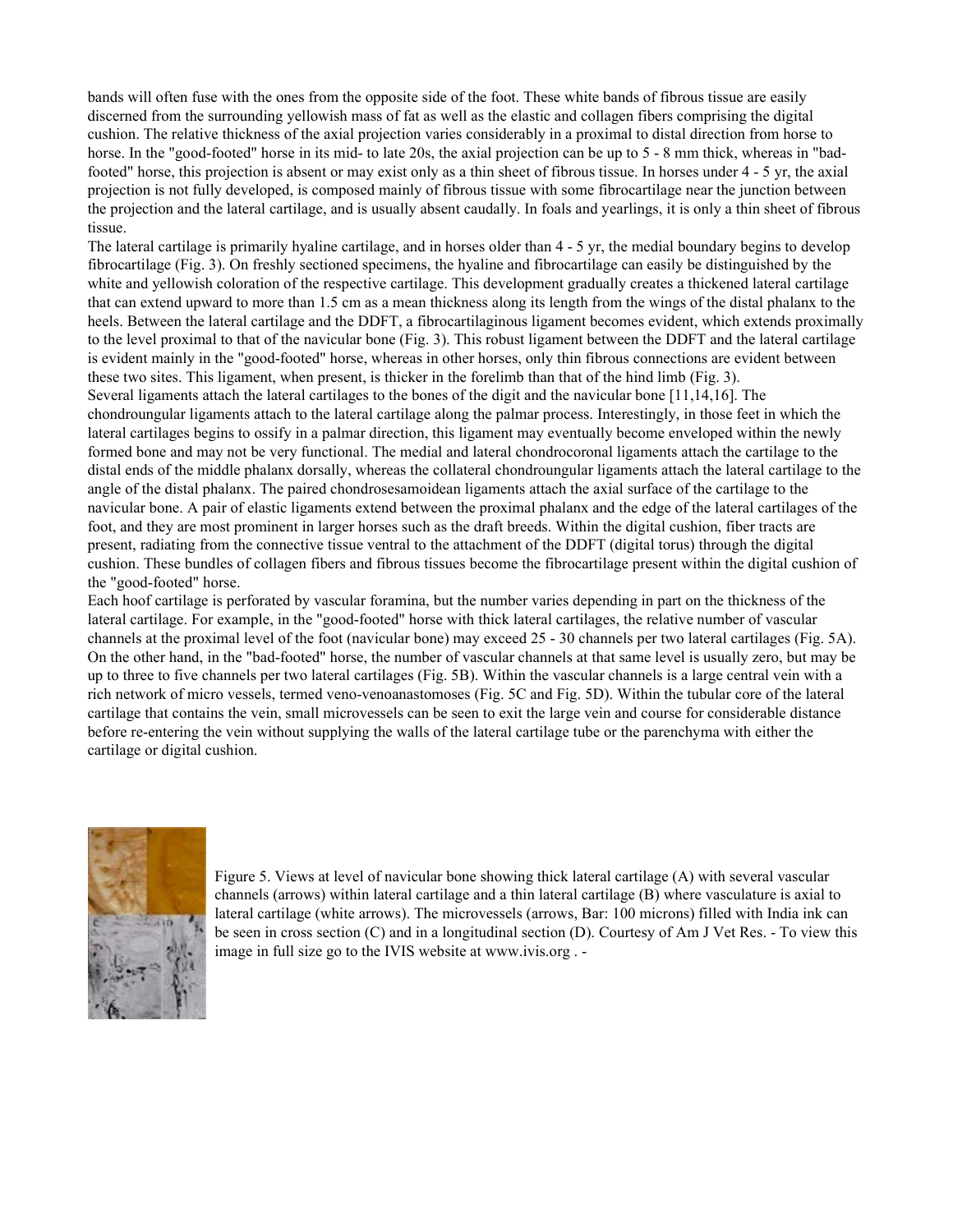bands will often fuse with the ones from the opposite side of the foot. These white bands of fibrous tissue are easily discerned from the surrounding yellowish mass of fat as well as the elastic and collagen fibers comprising the digital cushion. The relative thickness of the axial projection varies considerably in a proximal to distal direction from horse to horse. In the "good-footed" horse in its mid- to late 20s, the axial projection can be up to 5 - 8 mm thick, whereas in "bad-footed" horse, this projection is absent or may exist only as a thin sheet of fibrous tissue. In horses under 4 - 5 yr, the axial projection is not fully developed, is composed mainly of fibrous tissue with some fibrocartilage near the junction between the projection and the lateral cartilage, and is usually absent caudally. In foals and yearlings, it is only a thin sheet of fibrous tissue.

The lateral cartilage is primarily hyaline cartilage, and in horses older than 4 - 5 yr, the medial boundary begins to develop fibrocartilage (Fig. 3). On freshly sectioned specimens, the hyaline and fibrocartilage can easily be distinguished by the white and yellowish coloration of the respective cartilage. This development gradually creates a thickened lateral cartilage that can extend upward to more than 1.5 cm as a mean thickness along its length from the wings of the distal phalanx to the heels. Between the lateral cartilage and the DDFT, a fibrocartilaginous ligament becomes evident, which extends proximally to the level proximal to that of the navicular bone (Fig. 3). This robust ligament between the DDFT and the lateral cartilage is evident mainly in the "good-footed" horse, whereas in other horses, only thin fibrous connections are evident between these two sites. This ligament, when present, is thicker in the forelimb than that of the hind limb (Fig. 3).

Several ligaments attach the lateral cartilages to the bones of the digit and the navicular bone [11,14,16]. The chondroungular ligaments attach to the lateral cartilage along the palmar process. Interestingly, in those feet in which the lateral cartilages begins to ossify in a palmar direction, this ligament may eventually become enveloped within the newly formed bone and may not be very functional. The medial and lateral chondrocoronal ligaments attach the cartilage to the distal ends of the middle phalanx dorsally, whereas the collateral chondroungular ligaments attach the lateral cartilage to the angle of the distal phalanx. The paired chondrosesamoidean ligaments attach the axial surface of the cartilage to the navicular bone. A pair of elastic ligaments extend between the proximal phalanx and the edge of the lateral cartilages of the foot, and they are most prominent in larger horses such as the draft breeds. Within the digital cushion, fiber tracts are present, radiating from the connective tissue ventral to the attachment of the DDFT (digital torus) through the digital cushion. These bundles of collagen fibers and fibrous tissues become the fibrocartilage present within the digital cushion of the "good-footed" horse.

Each hoof cartilage is perforated by vascular foramina, but the number varies depending in part on the thickness of the lateral cartilage. For example, in the "good-footed" horse with thick lateral cartilages, the relative number of vascular channels at the proximal level of the foot (navicular bone) may exceed 25 - 30 channels per two lateral cartilages (Fig. 5A). On the other hand, in the "bad-footed" horse, the number of vascular channels at that same level is usually zero, but may be up to three to five channels per two lateral cartilages (Fig. 5B). Within the vascular channels is a large central vein with a rich network of micro vessels, termed veno-venoanastomoses (Fig. 5C and Fig. 5D). Within the tubular core of the lateral cartilage that contains the vein, small microvessels can be seen to exit the large vein and course for considerable distance before re-entering the vein without supplying the walls of the lateral cartilage tube or the parenchyma with either the cartilage or digital cushion.

Figure 5. Views at level of navicular bone showing thick lateral cartilage (A) with several vascular channels (arrows) within lateral cartilage and a thin lateral cartilage (B) where vasculature is axial to lateral cartilage (white arrows). The microvessels (arrows, Bar: 100 microns) filled with India ink can be seen in cross section (C) and in a longitudinal section (D). Courtesy of Am J Vet Res. - To view this image in full size go to the IVIS website at www.ivis.org . -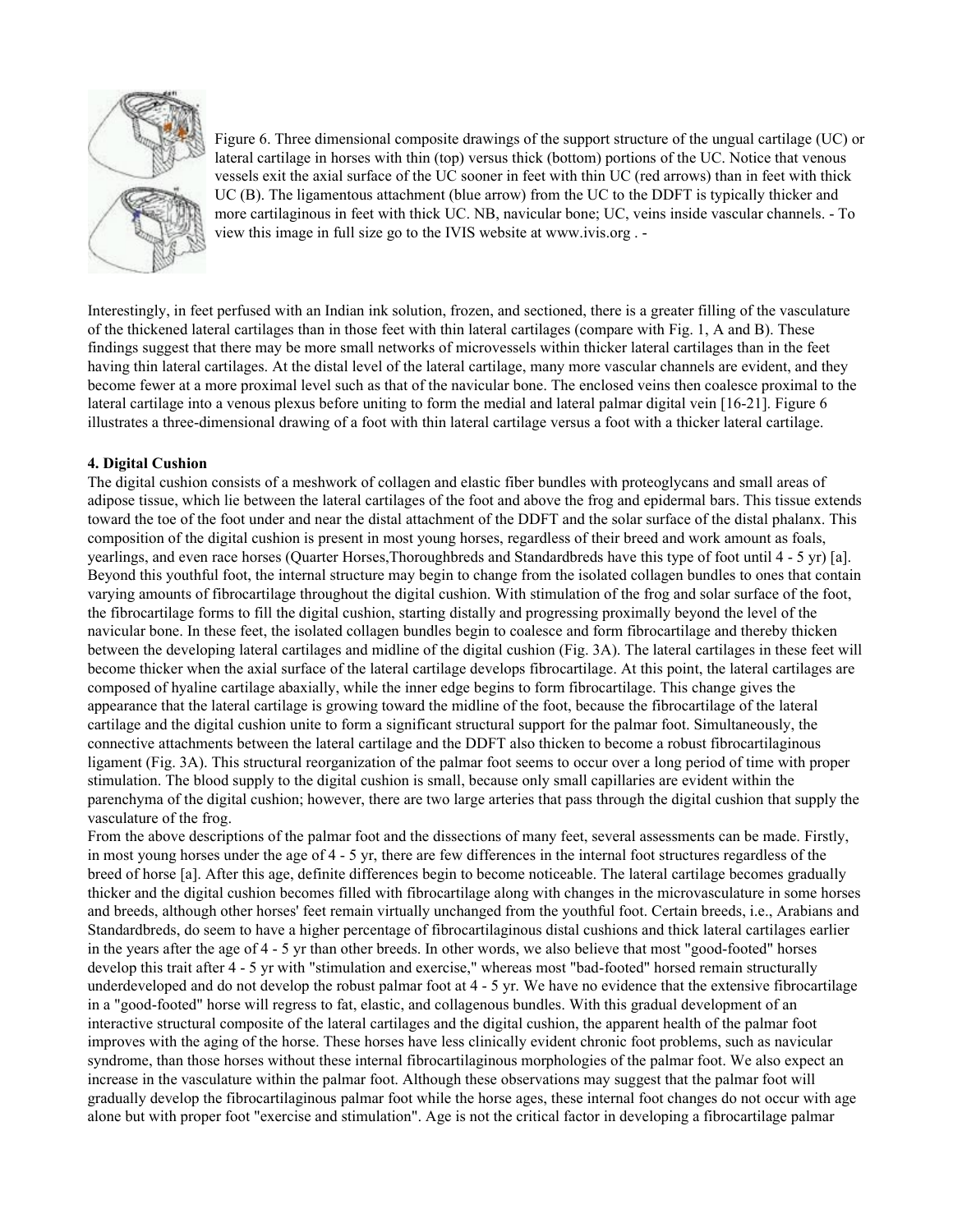Figure 6. Three dimensional composite drawings of the support structure of the ungual cartilage (UC) or lateral cartilage in horses with thin (top) versus thick (bottom) portions of the UC. Notice that venous vessels exit the axial surface of the UC sooner in feet with thin UC (red arrows) than in feet with thick UC (B). The ligamentous attachment (blue arrow) from the UC to the DDFT is typically thicker and more cartilaginous in feet with thick UC. NB, navicular bone; UC, veins inside vascular channels. - To view this image in full size go to the IVIS website at www.ivis.org . -

Interestingly, in feet perfused with an Indian ink solution, frozen, and sectioned, there is a greater filling of the vasculature of the thickened lateral cartilages than in those feet with thin lateral cartilages (compare with Fig. 1, A and B). These findings suggest that there may be more small networks of microvessels within thicker lateral cartilages than in the feet having thin lateral cartilages. At the distal level of the lateral cartilage, many more vascular channels are evident, and they become fewer at a more proximal level such as that of the navicular bone. The enclosed veins then coalesce proximal to the lateral cartilage into a venous plexus before uniting to form the medial and lateral palmar digital vein [16-21]. Figure 6 illustrates a three-dimensional drawing of a foot with thin lateral cartilage versus a foot with a thicker lateral cartilage.

**4. Digital Cushion**

The digital cushion consists of a meshwork of collagen and elastic fiber bundles with proteoglycans and small areas of adipose tissue, which lie between the lateral cartilages of the foot and above the frog and epidermal bars. This tissue extends toward the toe of the foot under and near the distal attachment of the DDFT and the solar surface of the distal phalanx. This composition of the digital cushion is present in most young horses, regardless of their breed and work amount as foals, yearlings, and even race horses (Quarter Horses,Thoroughbreds and Standardbreds have this type of foot until 4 - 5 yr) [a]. Beyond this youthful foot, the internal structure may begin to change from the isolated collagen bundles to ones that contain varying amounts of fibrocartilage throughout the digital cushion. With stimulation of the frog and solar surface of the foot, the fibrocartilage forms to fill the digital cushion, starting distally and progressing proximally beyond the level of the navicular bone. In these feet, the isolated collagen bundles begin to coalesce and form fibrocartilage and thereby thicken between the developing lateral cartilages and midline of the digital cushion (Fig. 3A). The lateral cartilages in these feet will become thicker when the axial surface of the lateral cartilage develops fibrocartilage. At this point, the lateral cartilages are composed of hyaline cartilage abaxially, while the inner edge begins to form fibrocartilage. This change gives the appearance that the lateral cartilage is growing toward the midline of the foot, because the fibrocartilage of the lateral cartilage and the digital cushion unite to form a significant structural support for the palmar foot. Simultaneously, the connective attachments between the lateral cartilage and the DDFT also thicken to become a robust fibrocartilaginous ligament (Fig. 3A). This structural reorganization of the palmar foot seems to occur over a long period of time with proper stimulation. The blood supply to the digital cushion is small, because only small capillaries are evident within the parenchyma of the digital cushion; however, there are two large arteries that pass through the digital cushion that supply the vasculature of the frog.

From the above descriptions of the palmar foot and the dissections of many feet, several assessments can be made. Firstly, in most young horses under the age of 4 - 5 yr, there are few differences in the internal foot structures regardless of the breed of horse [a]. After this age, definite differences begin to become noticeable. The lateral cartilage becomes gradually thicker and the digital cushion becomes filled with fibrocartilage along with changes in the microvasculature in some horses and breeds, although other horses' feet remain virtually unchanged from the youthful foot. Certain breeds, i.e., Arabians and Standardbreds, do seem to have a higher percentage of fibrocartilaginous distal cushions and thick lateral cartilages earlier in the years after the age of 4 - 5 yr than other breeds. In other words, we also believe that most "good-footed" horses develop this trait after 4 - 5 yr with "stimulation and exercise," whereas most "bad-footed" horsed remain structurally underdeveloped and do not develop the robust palmar foot at 4 - 5 yr. We have no evidence that the extensive fibrocartilage in a "good-footed" horse will regress to fat, elastic, and collagenous bundles. With this gradual development of an interactive structural composite of the lateral cartilages and the digital cushion, the apparent health of the palmar foot improves with the aging of the horse. These horses have less clinically evident chronic foot problems, such as navicular syndrome, than those horses without these internal fibrocartilaginous morphologies of the palmar foot. We also expect an increase in the vasculature within the palmar foot. Although these observations may suggest that the palmar foot will gradually develop the fibrocartilaginous palmar foot while the horse ages, these internal foot changes do not occur with age alone but with proper foot "exercise and stimulation". Age is not the critical factor in developing a fibrocartilage palmar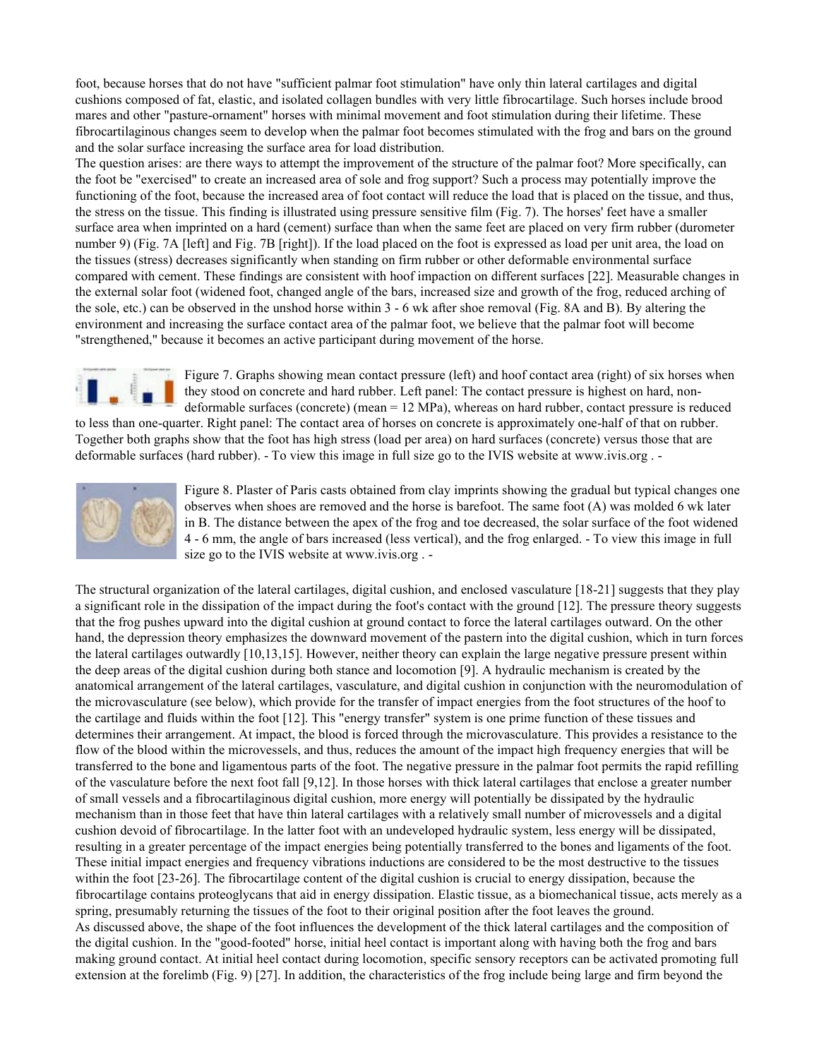foot, because horses that do not have "sufficient palmar foot stimulation" have only thin lateral cartilages and digital cushions composed of fat, elastic, and isolated collagen bundles with very little fibrocartilage. Such horses include brood mares and other "pasture-ornament" horses with minimal movement and foot stimulation during their lifetime. These fibrocartilaginous changes seem to develop when the palmar foot becomes stimulated with the frog and bars on the ground and the solar surface increasing the surface area for load distribution.

The question arises: are there ways to attempt the improvement of the structure of the palmar foot? More specifically, can the foot be "exercised" to create an increased area of sole and frog support? Such a process may potentially improve the functioning of the foot, because the increased area of foot contact will reduce the load that is placed on the tissue, and thus, the stress on the tissue. This finding is illustrated using pressure sensitive film (Fig. 7). The horses' feet have a smaller surface area when imprinted on a hard (cement) surface than when the same feet are placed on very firm rubber (durometer number 9) (Fig. 7A [left] and Fig. 7B [right]). If the load placed on the foot is expressed as load per unit area, the load on the tissues (stress) decreases significantly when standing on firm rubber or other deformable environmental surface compared with cement. These findings are consistent with hoof impaction on different surfaces [22]. Measurable changes in the external solar foot (widened foot, changed angle of the bars, increased size and growth of the frog, reduced arching of the sole, etc.) can be observed in the unshod horse within 3 - 6 wk after shoe removal (Fig. 8A and B). By altering the environment and increasing the surface contact area of the palmar foot, we believe that the palmar foot will become "strengthened," because it becomes an active participant during movement of the horse.

Figure 7. Graphs showing mean contact pressure (left) and hoof contact area (right) of six horses when they stood on concrete and hard rubber. Left panel: The contact pressure is highest on hard, non-deformable surfaces (concrete) (mean = 12 MPa), whereas on hard rubber, contact pressure is reduced to less than one-quarter. Right panel: The contact area of horses on concrete is approximately one-half of that on rubber. Together both graphs show that the foot has high stress (load per area) on hard surfaces (concrete) versus those that are deformable surfaces (hard rubber). - To view this image in full size go to the IVIS website at www.ivis.org . -

Figure 8. Plaster of Paris casts obtained from clay imprints showing the gradual but typical changes one observes when shoes are removed and the horse is barefoot. The same foot (A) was molded 6 wk later in B. The distance between the apex of the frog and toe decreased, the solar surface of the foot widened 4 - 6 mm, the angle of bars increased (less vertical), and the frog enlarged. - To view this image in full size go to the IVIS website at www.ivis.org . -

The structural organization of the lateral cartilages, digital cushion, and enclosed vasculature [18-21] suggests that they play a significant role in the dissipation of the impact during the foot's contact with the ground [12]. The pressure theory suggests that the frog pushes upward into the digital cushion at ground contact to force the lateral cartilages outward. On the other hand, the depression theory emphasizes the downward movement of the pastern into the digital cushion, which in turn forces the lateral cartilages outwardly [10,13,15]. However, neither theory can explain the large negative pressure present within the deep areas of the digital cushion during both stance and locomotion [9]. A hydraulic mechanism is created by the anatomical arrangement of the lateral cartilages, vasculature, and digital cushion in conjunction with the neuromodulation of the microvasculature (see below), which provide for the transfer of impact energies from the foot structures of the hoof to the cartilage and fluids within the foot [12]. This "energy transfer" system is one prime function of these tissues and determines their arrangement. At impact, the blood is forced through the microvasculature. This provides a resistance to the flow of the blood within the microvessels, and thus, reduces the amount of the impact high frequency energies that will be transferred to the bone and ligamentous parts of the foot. The negative pressure in the palmar foot permits the rapid refilling of the vasculature before the next foot fall [9,12]. In those horses with thick lateral cartilages that enclose a greater number of small vessels and a fibrocartilaginous digital cushion, more energy will potentially be dissipated by the hydraulic mechanism than in those feet that have thin lateral cartilages with a relatively small number of microvessels and a digital cushion devoid of fibrocartilage. In the latter foot with an undeveloped hydraulic system, less energy will be dissipated, resulting in a greater percentage of the impact energies being potentially transferred to the bones and ligaments of the foot. These initial impact energies and frequency vibrations inductions are considered to be the most destructive to the tissues within the foot [23-26]. The fibrocartilage content of the digital cushion is crucial to energy dissipation, because the fibrocartilage contains proteoglycans that aid in energy dissipation. Elastic tissue, as a biomechanical tissue, acts merely as a spring, presumably returning the tissues of the foot to their original position after the foot leaves the ground.

As discussed above, the shape of the foot influences the development of the thick lateral cartilages and the composition of the digital cushion. In the "good-footed" horse, initial heel contact is important along with having both the frog and bars making ground contact. At initial heel contact during locomotion, specific sensory receptors can be activated promoting full extension at the forelimb (Fig. 9) [27]. In addition, the characteristics of the frog include being large and firm beyond the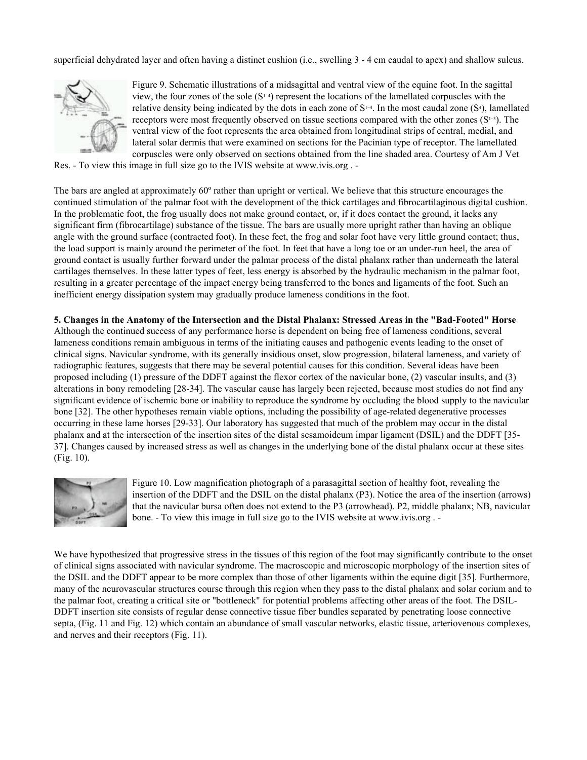superficial dehydrated layer and often having a distinct cushion (i.e., swelling 3 - 4 cm caudal to apex) and shallow sulcus.

Figure 9. Schematic illustrations of a midsagittal and ventral view of the equine foot. In the sagittal view, the four zones of the sole ($S^{1-4}$) represent the locations of the lamellated corpuscles with the relative density being indicated by the dots in each zone of $S^{1-4}$. In the most caudal zone ($S^4$), lamellated receptors were most frequently observed on tissue sections compared with the other zones ($S^{1-3}$). The ventral view of the foot represents the area obtained from longitudinal strips of central, medial, and lateral solar dermis that were examined on sections for the Pacinian type of receptor. The lamellated corpuscles were only observed on sections obtained from the line shaded area. Courtesy of Am J Vet Res. - To view this image in full size go to the IVIS website at www.ivis.org . -

The bars are angled at approximately 60º rather than upright or vertical. We believe that this structure encourages the continued stimulation of the palmar foot with the development of the thick cartilages and fibrocartilaginous digital cushion. In the problematic foot, the frog usually does not make ground contact, or, if it does contact the ground, it lacks any significant firm (fibrocartilage) substance of the tissue. The bars are usually more upright rather than having an oblique angle with the ground surface (contracted foot). In these feet, the frog and solar foot have very little ground contact; thus, the load support is mainly around the perimeter of the foot. In feet that have a long toe or an under-run heel, the area of ground contact is usually further forward under the palmar process of the distal phalanx rather than underneath the lateral cartilages themselves. In these latter types of feet, less energy is absorbed by the hydraulic mechanism in the palmar foot, resulting in a greater percentage of the impact energy being transferred to the bones and ligaments of the foot. Such an inefficient energy dissipation system may gradually produce lameness conditions in the foot.

**5. Changes in the Anatomy of the Intersection and the Distal Phalanx: Stressed Areas in the "Bad-Footed" Horse**

Although the continued success of any performance horse is dependent on being free of lameness conditions, several lameness conditions remain ambiguous in terms of the initiating causes and pathogenic events leading to the onset of clinical signs. Navicular syndrome, with its generally insidious onset, slow progression, bilateral lameness, and variety of radiographic features, suggests that there may be several potential causes for this condition. Several ideas have been proposed including (1) pressure of the DDFT against the flexor cortex of the navicular bone, (2) vascular insults, and (3) alterations in bony remodeling [28-34]. The vascular cause has largely been rejected, because most studies do not find any significant evidence of ischemic bone or inability to reproduce the syndrome by occluding the blood supply to the navicular bone [32]. The other hypotheses remain viable options, including the possibility of age-related degenerative processes occurring in these lame horses [29-33]. Our laboratory has suggested that much of the problem may occur in the distal phalanx and at the intersection of the insertion sites of the distal sesamoideum impar ligament (DSIL) and the DDFT [35-37]. Changes caused by increased stress as well as changes in the underlying bone of the distal phalanx occur at these sites (Fig. 10).

Figure 10. Low magnification photograph of a parasagittal section of healthy foot, revealing the insertion of the DDFT and the DSIL on the distal phalanx (P3). Notice the area of the insertion (arrows) that the navicular bursa often does not extend to the P3 (arrowhead). P2, middle phalanx; NB, navicular bone. - To view this image in full size go to the IVIS website at www.ivis.org . -

We have hypothesized that progressive stress in the tissues of this region of the foot may significantly contribute to the onset of clinical signs associated with navicular syndrome. The macroscopic and microscopic morphology of the insertion sites of the DSIL and the DDFT appear to be more complex than those of other ligaments within the equine digit [35]. Furthermore, many of the neurovascular structures course through this region when they pass to the distal phalanx and solar corium and to the palmar foot, creating a critical site or "bottleneck" for potential problems affecting other areas of the foot. The DSIL-DDFT insertion site consists of regular dense connective tissue fiber bundles separated by penetrating loose connective septa, (Fig. 11 and Fig. 12) which contain an abundance of small vascular networks, elastic tissue, arteriovenous complexes, and nerves and their receptors (Fig. 11).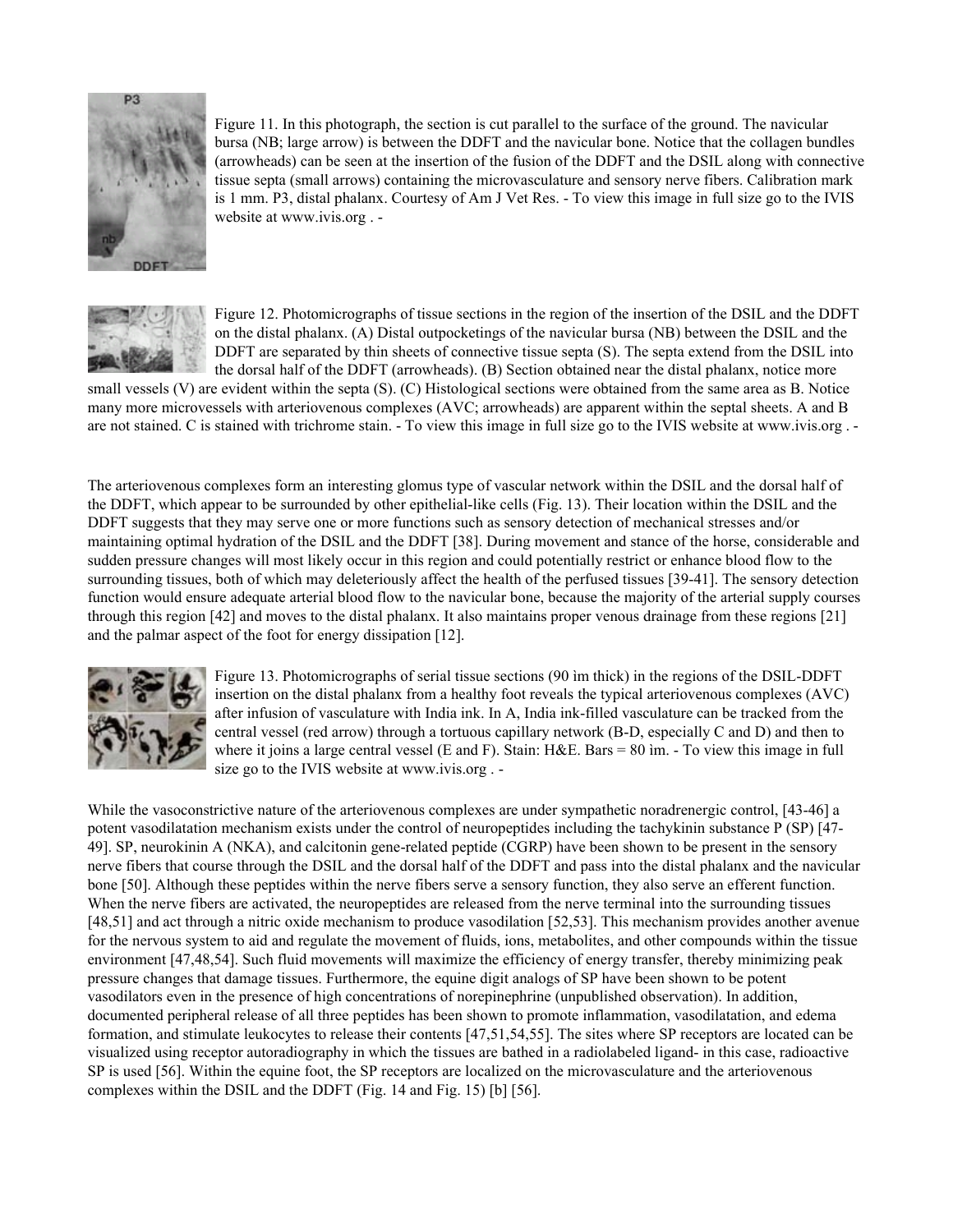Figure 11. In this photograph, the section is cut parallel to the surface of the ground. The navicular bursa (NB; large arrow) is between the DDFT and the navicular bone. Notice that the collagen bundles (arrowheads) can be seen at the insertion of the fusion of the DDFT and the DSIL along with connective tissue septa (small arrows) containing the microvasculature and sensory nerve fibers. Calibration mark is 1 mm. P3, distal phalanx. Courtesy of Am J Vet Res. - To view this image in full size go to the IVIS website at www.ivis.org . -

Figure 12. Photomicrographs of tissue sections in the region of the insertion of the DSIL and the DDFT on the distal phalanx. (A) Distal outpocketings of the navicular bursa (NB) between the DSIL and the DDFT are separated by thin sheets of connective tissue septa (S). The septa extend from the DSIL into the dorsal half of the DDFT (arrowheads). (B) Section obtained near the distal phalanx, notice more small vessels (V) are evident within the septa (S). (C) Histological sections were obtained from the same area as B. Notice many more microvessels with arteriovenous complexes (AVC; arrowheads) are apparent within the septal sheets. A and B are not stained. C is stained with trichrome stain. - To view this image in full size go to the IVIS website at www.ivis.org . -

The arteriovenous complexes form an interesting glomus type of vascular network within the DSIL and the dorsal half of the DDFT, which appear to be surrounded by other epithelial-like cells (Fig. 13). Their location within the DSIL and the DDFT suggests that they may serve one or more functions such as sensory detection of mechanical stresses and/or maintaining optimal hydration of the DSIL and the DDFT [38]. During movement and stance of the horse, considerable and sudden pressure changes will most likely occur in this region and could potentially restrict or enhance blood flow to the surrounding tissues, both of which may deleteriously affect the health of the perfused tissues [39-41]. The sensory detection function would ensure adequate arterial blood flow to the navicular bone, because the majority of the arterial supply courses through this region [42] and moves to the distal phalanx. It also maintains proper venous drainage from these regions [21] and the palmar aspect of the foot for energy dissipation [12].

Figure 13. Photomicrographs of serial tissue sections (90 ìm thick) in the regions of the DSIL-DDFT insertion on the distal phalanx from a healthy foot reveals the typical arteriovenous complexes (AVC) after infusion of vasculature with India ink. In A, India ink-filled vasculature can be tracked from the central vessel (red arrow) through a tortuous capillary network (B-D, especially C and D) and then to where it joins a large central vessel (E and F). Stain: H&E. Bars = 80 ìm. - To view this image in full size go to the IVIS website at www.ivis.org . -

While the vasoconstrictive nature of the arteriovenous complexes are under sympathetic noradrenergic control, [43-46] a potent vasodilatation mechanism exists under the control of neuropeptides including the tachykinin substance P (SP) [47-49]. SP, neurokinin A (NKA), and calcitonin gene-related peptide (CGRP) have been shown to be present in the sensory nerve fibers that course through the DSIL and the dorsal half of the DDFT and pass into the distal phalanx and the navicular bone [50]. Although these peptides within the nerve fibers serve a sensory function, they also serve an efferent function. When the nerve fibers are activated, the neuropeptides are released from the nerve terminal into the surrounding tissues [48,51] and act through a nitric oxide mechanism to produce vasodilation [52,53]. This mechanism provides another avenue for the nervous system to aid and regulate the movement of fluids, ions, metabolites, and other compounds within the tissue environment [47,48,54]. Such fluid movements will maximize the efficiency of energy transfer, thereby minimizing peak pressure changes that damage tissues. Furthermore, the equine digit analogs of SP have been shown to be potent vasodilators even in the presence of high concentrations of norepinephrine (unpublished observation). In addition, documented peripheral release of all three peptides has been shown to promote inflammation, vasodilatation, and edema formation, and stimulate leukocytes to release their contents [47,51,54,55]. The sites where SP receptors are located can be visualized using receptor autoradiography in which the tissues are bathed in a radiolabeled ligand- in this case, radioactive SP is used [56]. Within the equine foot, the SP receptors are localized on the microvasculature and the arteriovenous complexes within the DSIL and the DDFT (Fig. 14 and Fig. 15) [b] [56].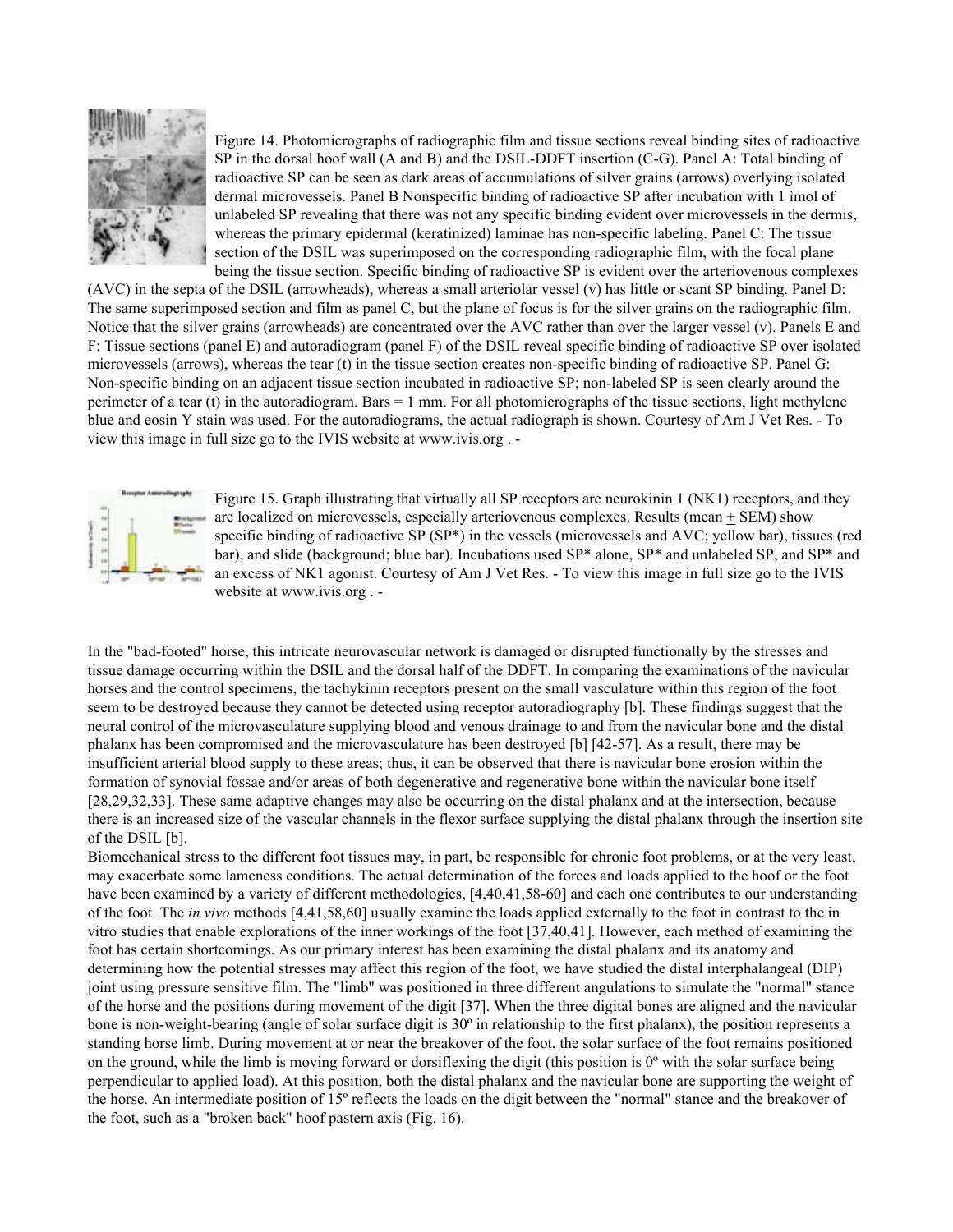Figure 14. Photomicrographs of radiographic film and tissue sections reveal binding sites of radioactive SP in the dorsal hoof wall (A and B) and the DSIL-DDFT insertion (C-G). Panel A: Total binding of radioactive SP can be seen as dark areas of accumulations of silver grains (arrows) overlying isolated dermal microvessels. Panel B Nonspecific binding of radioactive SP after incubation with 1 imol of unlabeled SP revealing that there was not any specific binding evident over microvessels in the dermis, whereas the primary epidermal (keratinized) laminae has non-specific labeling. Panel C: The tissue section of the DSIL was superimposed on the corresponding radiographic film, with the focal plane being the tissue section. Specific binding of radioactive SP is evident over the arteriovenous complexes (AVC) in the septa of the DSIL (arrowheads), whereas a small arteriolar vessel (v) has little or scant SP binding. Panel D: The same superimposed section and film as panel C, but the plane of focus is for the silver grains on the radiographic film. Notice that the silver grains (arrowheads) are concentrated over the AVC rather than over the larger vessel (v). Panels E and F: Tissue sections (panel E) and autoradiogram (panel F) of the DSIL reveal specific binding of radioactive SP over isolated microvessels (arrows), whereas the tear (t) in the tissue section creates non-specific binding of radioactive SP. Panel G: Non-specific binding on an adjacent tissue section incubated in radioactive SP; non-labeled SP is seen clearly around the perimeter of a tear (t) in the autoradiogram. Bars = 1 mm. For all photomicrographs of the tissue sections, light methylene blue and eosin Y stain was used. For the autoradiograms, the actual radiograph is shown. Courtesy of Am J Vet Res. - To view this image in full size go to the IVIS website at www.ivis.org . -

Figure 15. Graph illustrating that virtually all SP receptors are neurokinin 1 (NK1) receptors, and they are localized on microvessels, especially arteriovenous complexes. Results (mean + SEM) show specific binding of radioactive SP (SP*) in the vessels (microvessels and AVC; yellow bar), tissues (red bar), and slide (background; blue bar). Incubations used SP* alone, SP* and unlabeled SP, and SP* and an excess of NK1 agonist. Courtesy of Am J Vet Res. - To view this image in full size go to the IVIS website at www.ivis.org . -

In the "bad-footed" horse, this intricate neurovascular network is damaged or disrupted functionally by the stresses and tissue damage occurring within the DSIL and the dorsal half of the DDFT. In comparing the examinations of the navicular horses and the control specimens, the tachykinin receptors present on the small vasculature within this region of the foot seem to be destroyed because they cannot be detected using receptor autoradiography [b]. These findings suggest that the neural control of the microvasculature supplying blood and venous drainage to and from the navicular bone and the distal phalanx has been compromised and the microvasculature has been destroyed [b] [42-57]. As a result, there may be insufficient arterial blood supply to these areas; thus, it can be observed that there is navicular bone erosion within the formation of synovial fossae and/or areas of both degenerative and regenerative bone within the navicular bone itself [28,29,32,33]. These same adaptive changes may also be occurring on the distal phalanx and at the intersection, because there is an increased size of the vascular channels in the flexor surface supplying the distal phalanx through the insertion site of the DSIL [b].

Biomechanical stress to the different foot tissues may, in part, be responsible for chronic foot problems, or at the very least, may exacerbate some lameness conditions. The actual determination of the forces and loads applied to the hoof or the foot have been examined by a variety of different methodologies, [4,40,41,58-60] and each one contributes to our understanding of the foot. The *in vivo* methods [4,41,58,60] usually examine the loads applied externally to the foot in contrast to the in vitro studies that enable explorations of the inner workings of the foot [37,40,41]. However, each method of examining the foot has certain shortcomings. As our primary interest has been examining the distal phalanx and its anatomy and determining how the potential stresses may affect this region of the foot, we have studied the distal interphalangeal (DIP) joint using pressure sensitive film. The "limb" was positioned in three different angulations to simulate the "normal" stance of the horse and the positions during movement of the digit [37]. When the three digital bones are aligned and the navicular bone is non-weight-bearing (angle of solar surface digit is 30º in relationship to the first phalanx), the position represents a standing horse limb. During movement at or near the breakover of the foot, the solar surface of the foot remains positioned on the ground, while the limb is moving forward or dorsiflexing the digit (this position is 0º with the solar surface being perpendicular to applied load). At this position, both the distal phalanx and the navicular bone are supporting the weight of the horse. An intermediate position of 15º reflects the loads on the digit between the "normal" stance and the breakover of the foot, such as a "broken back" hoof pastern axis (Fig. 16).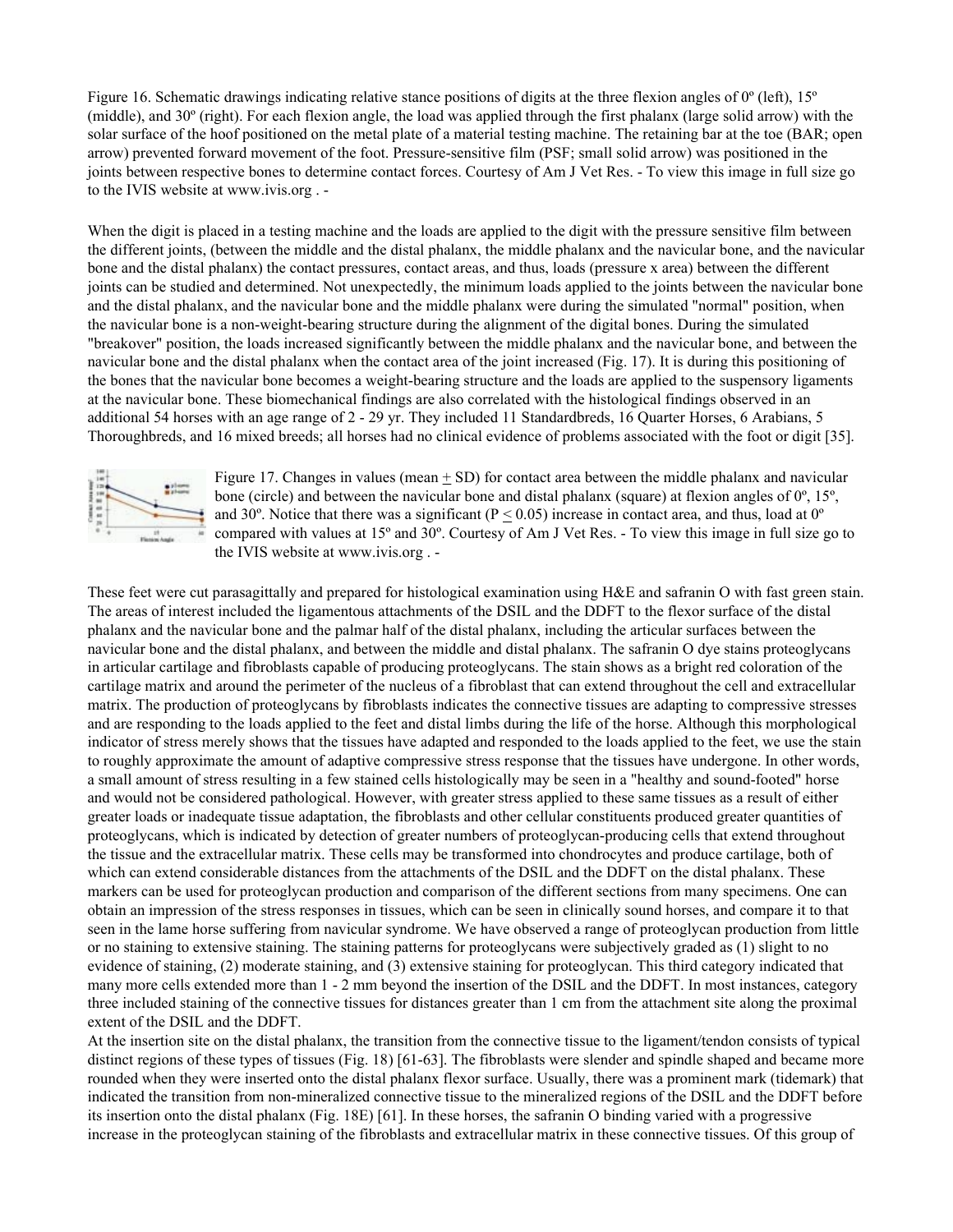Figure 16. Schematic drawings indicating relative stance positions of digits at the three flexion angles of 0º (left), 15º (middle), and 30º (right). For each flexion angle, the load was applied through the first phalanx (large solid arrow) with the solar surface of the hoof positioned on the metal plate of a material testing machine. The retaining bar at the toe (BAR; open arrow) prevented forward movement of the foot. Pressure-sensitive film (PSF; small solid arrow) was positioned in the joints between respective bones to determine contact forces. Courtesy of Am J Vet Res. - To view this image in full size go to the IVIS website at www.ivis.org . -

When the digit is placed in a testing machine and the loads are applied to the digit with the pressure sensitive film between the different joints, (between the middle and the distal phalanx, the middle phalanx and the navicular bone, and the navicular bone and the distal phalanx) the contact pressures, contact areas, and thus, loads (pressure x area) between the different joints can be studied and determined. Not unexpectedly, the minimum loads applied to the joints between the navicular bone and the distal phalanx, and the navicular bone and the middle phalanx were during the simulated "normal" position, when the navicular bone is a non-weight-bearing structure during the alignment of the digital bones. During the simulated "breakover" position, the loads increased significantly between the middle phalanx and the navicular bone, and between the navicular bone and the distal phalanx when the contact area of the joint increased (Fig. 17). It is during this positioning of the bones that the navicular bone becomes a weight-bearing structure and the loads are applied to the suspensory ligaments at the navicular bone. These biomechanical findings are also correlated with the histological findings observed in an additional 54 horses with an age range of 2 - 29 yr. They included 11 Standardbreds, 16 Quarter Horses, 6 Arabians, 5 Thoroughbreds, and 16 mixed breeds; all horses had no clinical evidence of problems associated with the foot or digit [35].

Figure 17. Changes in values (mean $\pm$ SD) for contact area between the middle phalanx and navicular bone (circle) and between the navicular bone and distal phalanx (square) at flexion angles of 0º, 15º, and 30º. Notice that there was a significant ($P \leq 0.05$) increase in contact area, and thus, load at 0º compared with values at 15º and 30º. Courtesy of Am J Vet Res. - To view this image in full size go to the IVIS website at www.ivis.org . -

These feet were cut parasagittally and prepared for histological examination using H&E and safranin O with fast green stain. The areas of interest included the ligamentous attachments of the DSIL and the DDFT to the flexor surface of the distal phalanx and the navicular bone and the palmar half of the distal phalanx, including the articular surfaces between the navicular bone and the distal phalanx, and between the middle and distal phalanx. The safranin O dye stains proteoglycans in articular cartilage and fibroblasts capable of producing proteoglycans. The stain shows as a bright red coloration of the cartilage matrix and around the perimeter of the nucleus of a fibroblast that can extend throughout the cell and extracellular matrix. The production of proteoglycans by fibroblasts indicates the connective tissues are adapting to compressive stresses and are responding to the loads applied to the feet and distal limbs during the life of the horse. Although this morphological indicator of stress merely shows that the tissues have adapted and responded to the loads applied to the feet, we use the stain to roughly approximate the amount of adaptive compressive stress response that the tissues have undergone. In other words, a small amount of stress resulting in a few stained cells histologically may be seen in a "healthy and sound-footed" horse and would not be considered pathological. However, with greater stress applied to these same tissues as a result of either greater loads or inadequate tissue adaptation, the fibroblasts and other cellular constituents produced greater quantities of proteoglycans, which is indicated by detection of greater numbers of proteoglycan-producing cells that extend throughout the tissue and the extracellular matrix. These cells may be transformed into chondrocytes and produce cartilage, both of which can extend considerable distances from the attachments of the DSIL and the DDFT on the distal phalanx. These markers can be used for proteoglycan production and comparison of the different sections from many specimens. One can obtain an impression of the stress responses in tissues, which can be seen in clinically sound horses, and compare it to that seen in the lame horse suffering from navicular syndrome. We have observed a range of proteoglycan production from little or no staining to extensive staining. The staining patterns for proteoglycans were subjectively graded as (1) slight to no evidence of staining, (2) moderate staining, and (3) extensive staining for proteoglycan. This third category indicated that many more cells extended more than 1 - 2 mm beyond the insertion of the DSIL and the DDFT. In most instances, category three included staining of the connective tissues for distances greater than 1 cm from the attachment site along the proximal extent of the DSIL and the DDFT.

At the insertion site on the distal phalanx, the transition from the connective tissue to the ligament/tendon consists of typical distinct regions of these types of tissues (Fig. 18) [61-63]. The fibroblasts were slender and spindle shaped and became more rounded when they were inserted onto the distal phalanx flexor surface. Usually, there was a prominent mark (tidemark) that indicated the transition from non-mineralized connective tissue to the mineralized regions of the DSIL and the DDFT before its insertion onto the distal phalanx (Fig. 18E) [61]. In these horses, the safranin O binding varied with a progressive increase in the proteoglycan staining of the fibroblasts and extracellular matrix in these connective tissues. Of this group of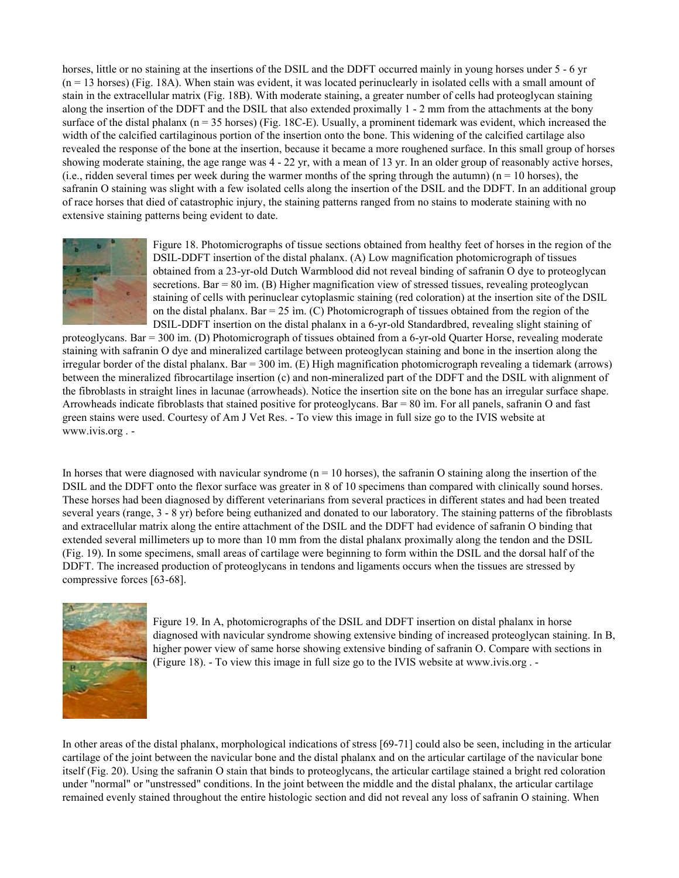horses, little or no staining at the insertions of the DSIL and the DDFT occurred mainly in young horses under 5 - 6 yr (n = 13 horses) (Fig. 18A). When stain was evident, it was located perinuclearly in isolated cells with a small amount of stain in the extracellular matrix (Fig. 18B). With moderate staining, a greater number of cells had proteoglycan staining along the insertion of the DDFT and the DSIL that also extended proximally 1 - 2 mm from the attachments at the bony surface of the distal phalanx (n = 35 horses) (Fig. 18C-E). Usually, a prominent tidemark was evident, which increased the width of the calcified cartilaginous portion of the insertion onto the bone. This widening of the calcified cartilage also revealed the response of the bone at the insertion, because it became a more roughened surface. In this small group of horses showing moderate staining, the age range was 4 - 22 yr, with a mean of 13 yr. In an older group of reasonably active horses, (i.e., ridden several times per week during the warmer months of the spring through the autumn) (n = 10 horses), the safranin O staining was slight with a few isolated cells along the insertion of the DSIL and the DDFT. In an additional group of race horses that died of catastrophic injury, the staining patterns ranged from no stains to moderate staining with no extensive staining patterns being evident to date.

Figure 18. Photomicrographs of tissue sections obtained from healthy feet of horses in the region of the DSIL-DDFT insertion of the distal phalanx. (A) Low magnification photomicrograph of tissues obtained from a 23-yr-old Dutch Warmblood did not reveal binding of safranin O dye to proteoglycan secretions. Bar = 80 ìm. (B) Higher magnification view of stressed tissues, revealing proteoglycan staining of cells with perinuclear cytoplasmic staining (red coloration) at the insertion site of the DSIL on the distal phalanx. Bar = 25 ìm. (C) Photomicrograph of tissues obtained from the region of the DSIL-DDFT insertion on the distal phalanx in a 6-yr-old Standardbred, revealing slight staining of proteoglycans. Bar = 300 ìm. (D) Photomicrograph of tissues obtained from a 6-yr-old Quarter Horse, revealing moderate staining with safranin O dye and mineralized cartilage between proteoglycan staining and bone in the insertion along the irregular border of the distal phalanx. Bar = 300 ìm. (E) High magnification photomicrograph revealing a tidemark (arrows) between the mineralized fibrocartilage insertion (c) and non-mineralized part of the DDFT and the DSIL with alignment of the fibroblasts in straight lines in lacunae (arrowheads). Notice the insertion site on the bone has an irregular surface shape. Arrowheads indicate fibroblasts that stained positive for proteoglycans. Bar = 80 ìm. For all panels, safranin O and fast green stains were used. Courtesy of Am J Vet Res. - To view this image in full size go to the IVIS website at www.ivis.org . -

In horses that were diagnosed with navicular syndrome (n = 10 horses), the safranin O staining along the insertion of the DSIL and the DDFT onto the flexor surface was greater in 8 of 10 specimens than compared with clinically sound horses. These horses had been diagnosed by different veterinarians from several practices in different states and had been treated several years (range, 3 - 8 yr) before being euthanized and donated to our laboratory. The staining patterns of the fibroblasts and extracellular matrix along the entire attachment of the DSIL and the DDFT had evidence of safranin O binding that extended several millimeters up to more than 10 mm from the distal phalanx proximally along the tendon and the DSIL (Fig. 19). In some specimens, small areas of cartilage were beginning to form within the DSIL and the dorsal half of the DDFT. The increased production of proteoglycans in tendons and ligaments occurs when the tissues are stressed by compressive forces [63-68].

Figure 19. In A, photomicrographs of the DSIL and DDFT insertion on distal phalanx in horse diagnosed with navicular syndrome showing extensive binding of increased proteoglycan staining. In B, higher power view of same horse showing extensive binding of safranin O. Compare with sections in (Figure 18). - To view this image in full size go to the IVIS website at www.ivis.org . -

In other areas of the distal phalanx, morphological indications of stress [69-71] could also be seen, including in the articular cartilage of the joint between the navicular bone and the distal phalanx and on the articular cartilage of the navicular bone itself (Fig. 20). Using the safranin O stain that binds to proteoglycans, the articular cartilage stained a bright red coloration under "normal" or "unstressed" conditions. In the joint between the middle and the distal phalanx, the articular cartilage remained evenly stained throughout the entire histologic section and did not reveal any loss of safranin O staining. When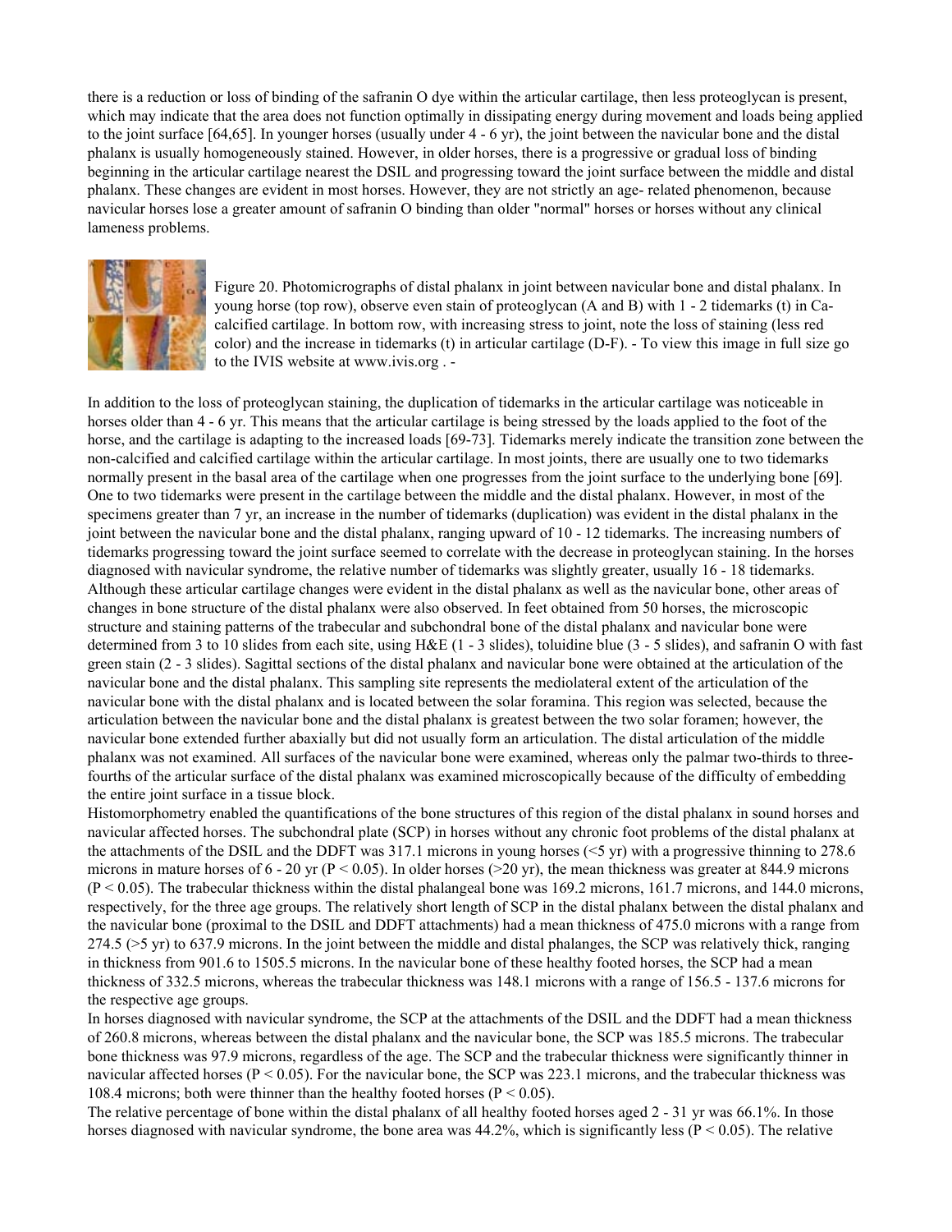there is a reduction or loss of binding of the safranin O dye within the articular cartilage, then less proteoglycan is present, which may indicate that the area does not function optimally in dissipating energy during movement and loads being applied to the joint surface [64,65]. In younger horses (usually under 4 - 6 yr), the joint between the navicular bone and the distal phalanx is usually homogeneously stained. However, in older horses, there is a progressive or gradual loss of binding beginning in the articular cartilage nearest the DSIL and progressing toward the joint surface between the middle and distal phalanx. These changes are evident in most horses. However, they are not strictly an age- related phenomenon, because navicular horses lose a greater amount of safranin O binding than older "normal" horses or horses without any clinical lameness problems.

Figure 20. Photomicrographs of distal phalanx in joint between navicular bone and distal phalanx. In young horse (top row), observe even stain of proteoglycan (A and B) with 1 - 2 tidemarks (t) in Ca-calcified cartilage. In bottom row, with increasing stress to joint, note the loss of staining (less red color) and the increase in tidemarks (t) in articular cartilage (D-F). - To view this image in full size go to the IVIS website at www.ivis.org . -

In addition to the loss of proteoglycan staining, the duplication of tidemarks in the articular cartilage was noticeable in horses older than 4 - 6 yr. This means that the articular cartilage is being stressed by the loads applied to the foot of the horse, and the cartilage is adapting to the increased loads [69-73]. Tidemarks merely indicate the transition zone between the non-calcified and calcified cartilage within the articular cartilage. In most joints, there are usually one to two tidemarks normally present in the basal area of the cartilage when one progresses from the joint surface to the underlying bone [69]. One to two tidemarks were present in the cartilage between the middle and the distal phalanx. However, in most of the specimens greater than 7 yr, an increase in the number of tidemarks (duplication) was evident in the distal phalanx in the joint between the navicular bone and the distal phalanx, ranging upward of 10 - 12 tidemarks. The increasing numbers of tidemarks progressing toward the joint surface seemed to correlate with the decrease in proteoglycan staining. In the horses diagnosed with navicular syndrome, the relative number of tidemarks was slightly greater, usually 16 - 18 tidemarks. Although these articular cartilage changes were evident in the distal phalanx as well as the navicular bone, other areas of changes in bone structure of the distal phalanx were also observed. In feet obtained from 50 horses, the microscopic structure and staining patterns of the trabecular and subchondral bone of the distal phalanx and navicular bone were determined from 3 to 10 slides from each site, using H&E (1 - 3 slides), toluidine blue (3 - 5 slides), and safranin O with fast green stain (2 - 3 slides). Sagittal sections of the distal phalanx and navicular bone were obtained at the articulation of the navicular bone and the distal phalanx. This sampling site represents the mediolateral extent of the articulation of the navicular bone with the distal phalanx and is located between the solar foramina. This region was selected, because the articulation between the navicular bone and the distal phalanx is greatest between the two solar foramen; however, the navicular bone extended further abaxially but did not usually form an articulation. The distal articulation of the middle phalanx was not examined. All surfaces of the navicular bone were examined, whereas only the palmar two-thirds to three-fourths of the articular surface of the distal phalanx was examined microscopically because of the difficulty of embedding the entire joint surface in a tissue block.

Histomorphometry enabled the quantifications of the bone structures of this region of the distal phalanx in sound horses and navicular affected horses. The subchondral plate (SCP) in horses without any chronic foot problems of the distal phalanx at the attachments of the DSIL and the DDFT was 317.1 microns in young horses (<5 yr) with a progressive thinning to 278.6 microns in mature horses of 6 - 20 yr ($P < 0.05$). In older horses (>20 yr), the mean thickness was greater at 844.9 microns ($P < 0.05$). The trabecular thickness within the distal phalangeal bone was 169.2 microns, 161.7 microns, and 144.0 microns, respectively, for the three age groups. The relatively short length of SCP in the distal phalanx between the distal phalanx and the navicular bone (proximal to the DSIL and DDFT attachments) had a mean thickness of 475.0 microns with a range from 274.5 (>5 yr) to 637.9 microns. In the joint between the middle and distal phalanges, the SCP was relatively thick, ranging in thickness from 901.6 to 1505.5 microns. In the navicular bone of these healthy footed horses, the SCP had a mean thickness of 332.5 microns, whereas the trabecular thickness was 148.1 microns with a range of 156.5 - 137.6 microns for the respective age groups.

In horses diagnosed with navicular syndrome, the SCP at the attachments of the DSIL and the DDFT had a mean thickness of 260.8 microns, whereas between the distal phalanx and the navicular bone, the SCP was 185.5 microns. The trabecular bone thickness was 97.9 microns, regardless of the age. The SCP and the trabecular thickness were significantly thinner in navicular affected horses ($P < 0.05$). For the navicular bone, the SCP was 223.1 microns, and the trabecular thickness was 108.4 microns; both were thinner than the healthy footed horses ($P < 0.05$).

The relative percentage of bone within the distal phalanx of all healthy footed horses aged 2 - 31 yr was 66.1%. In those horses diagnosed with navicular syndrome, the bone area was 44.2%, which is significantly less ($P < 0.05$). The relative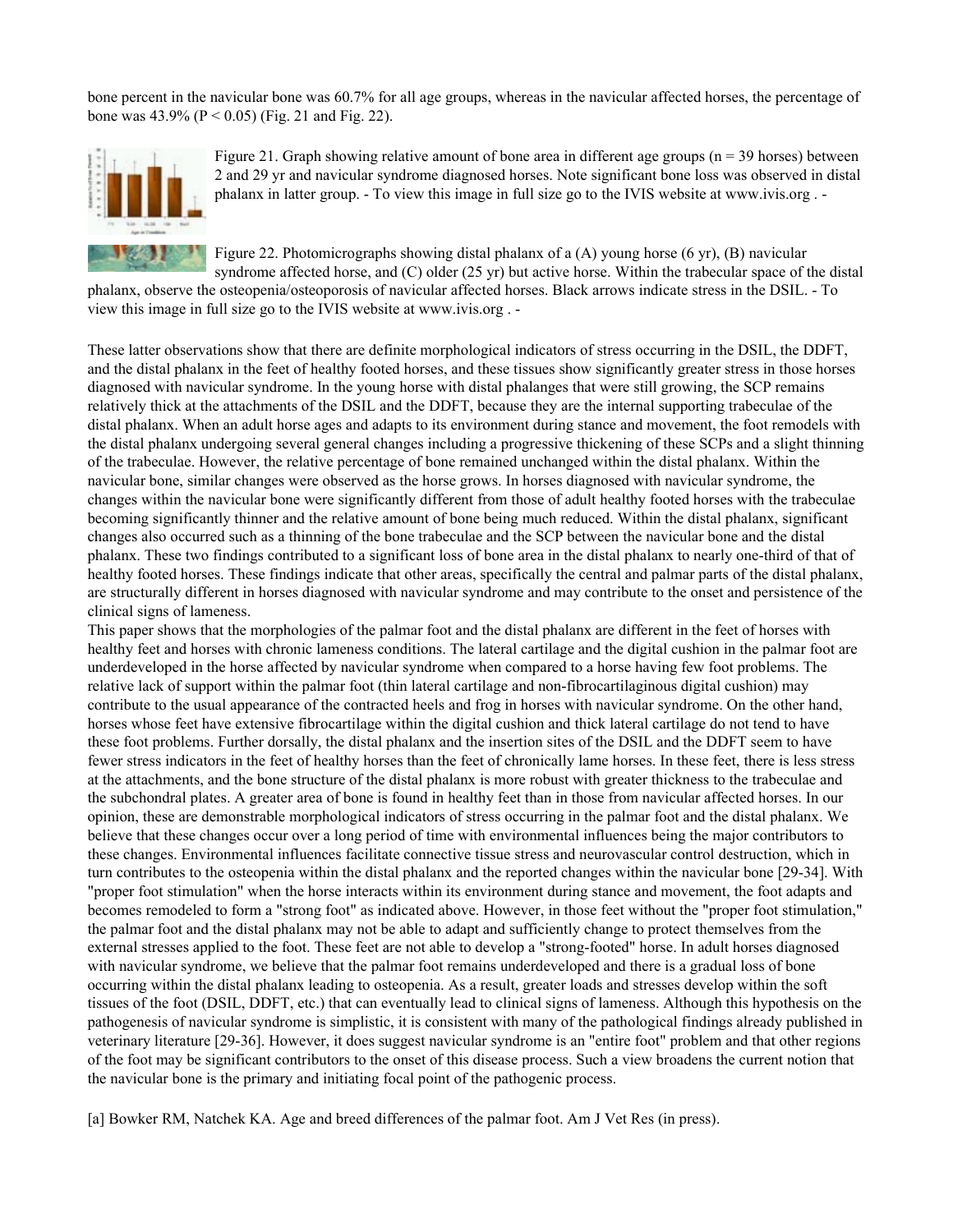bone percent in the navicular bone was 60.7% for all age groups, whereas in the navicular affected horses, the percentage of bone was 43.9% ($P < 0.05$) (Fig. 21 and Fig. 22).

Figure 21. Graph showing relative amount of bone area in different age groups (n = 39 horses) between 2 and 29 yr and navicular syndrome diagnosed horses. Note significant bone loss was observed in distal phalanx in latter group. - To view this image in full size go to the IVIS website at www.ivis.org . -

Figure 22. Photomicrographs showing distal phalanx of a (A) young horse (6 yr), (B) navicular syndrome affected horse, and (C) older (25 yr) but active horse. Within the trabecular space of the distal phalanx, observe the osteopenia/osteoporosis of navicular affected horses. Black arrows indicate stress in the DSIL. - To view this image in full size go to the IVIS website at www.ivis.org . -

These latter observations show that there are definite morphological indicators of stress occurring in the DSIL, the DDFT, and the distal phalanx in the feet of healthy footed horses, and these tissues show significantly greater stress in those horses diagnosed with navicular syndrome. In the young horse with distal phalanges that were still growing, the SCP remains relatively thick at the attachments of the DSIL and the DDFT, because they are the internal supporting trabeculae of the distal phalanx. When an adult horse ages and adapts to its environment during stance and movement, the foot remodels with the distal phalanx undergoing several general changes including a progressive thickening of these SCPs and a slight thinning of the trabeculae. However, the relative percentage of bone remained unchanged within the distal phalanx. Within the navicular bone, similar changes were observed as the horse grows. In horses diagnosed with navicular syndrome, the changes within the navicular bone were significantly different from those of adult healthy footed horses with the trabeculae becoming significantly thinner and the relative amount of bone being much reduced. Within the distal phalanx, significant changes also occurred such as a thinning of the bone trabeculae and the SCP between the navicular bone and the distal phalanx. These two findings contributed to a significant loss of bone area in the distal phalanx to nearly one-third of that of healthy footed horses. These findings indicate that other areas, specifically the central and palmar parts of the distal phalanx, are structurally different in horses diagnosed with navicular syndrome and may contribute to the onset and persistence of the clinical signs of lameness.

This paper shows that the morphologies of the palmar foot and the distal phalanx are different in the feet of horses with healthy feet and horses with chronic lameness conditions. The lateral cartilage and the digital cushion in the palmar foot are underdeveloped in the horse affected by navicular syndrome when compared to a horse having few foot problems. The relative lack of support within the palmar foot (thin lateral cartilage and non-fibrocartilaginous digital cushion) may contribute to the usual appearance of the contracted heels and frog in horses with navicular syndrome. On the other hand, horses whose feet have extensive fibrocartilage within the digital cushion and thick lateral cartilage do not tend to have these foot problems. Further dorsally, the distal phalanx and the insertion sites of the DSIL and the DDFT seem to have fewer stress indicators in the feet of healthy horses than the feet of chronically lame horses. In these feet, there is less stress at the attachments, and the bone structure of the distal phalanx is more robust with greater thickness to the trabeculae and the subchondral plates. A greater area of bone is found in healthy feet than in those from navicular affected horses. In our opinion, these are demonstrable morphological indicators of stress occurring in the palmar foot and the distal phalanx. We believe that these changes occur over a long period of time with environmental influences being the major contributors to these changes. Environmental influences facilitate connective tissue stress and neurovascular control destruction, which in turn contributes to the osteopenia within the distal phalanx and the reported changes within the navicular bone [29-34]. With "proper foot stimulation" when the horse interacts within its environment during stance and movement, the foot adapts and becomes remodeled to form a "strong foot" as indicated above. However, in those feet without the "proper foot stimulation," the palmar foot and the distal phalanx may not be able to adapt and sufficiently change to protect themselves from the external stresses applied to the foot. These feet are not able to develop a "strong-footed" horse. In adult horses diagnosed with navicular syndrome, we believe that the palmar foot remains underdeveloped and there is a gradual loss of bone occurring within the distal phalanx leading to osteopenia. As a result, greater loads and stresses develop within the soft tissues of the foot (DSIL, DDFT, etc.) that can eventually lead to clinical signs of lameness. Although this hypothesis on the pathogenesis of navicular syndrome is simplistic, it is consistent with many of the pathological findings already published in veterinary literature [29-36]. However, it does suggest navicular syndrome is an "entire foot" problem and that other regions of the foot may be significant contributors to the onset of this disease process. Such a view broadens the current notion that the navicular bone is the primary and initiating focal point of the pathogenic process.

[a] Bowker RM, Natchek KA. Age and breed differences of the palmar foot. Am J Vet Res (in press).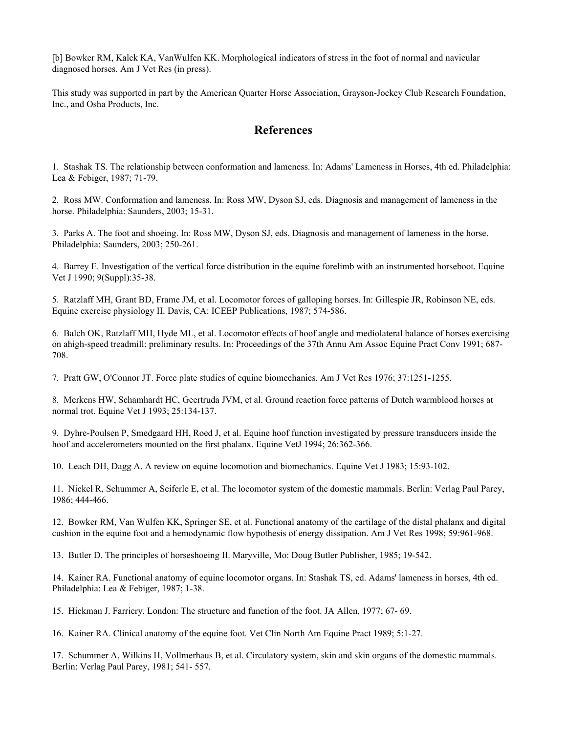[b] Bowker RM, Kalck KA, VanWulfen KK. Morphological indicators of stress in the foot of normal and navicular diagnosed horses. Am J Vet Res (in press).

This study was supported in part by the American Quarter Horse Association, Grayson-Jockey Club Research Foundation, Inc., and Osha Products, Inc.

## References

1. Stashak TS. The relationship between conformation and lameness. In: Adams' Lameness in Horses, 4th ed. Philadelphia: Lea & Febiger, 1987; 71-79.

2. Ross MW. Conformation and lameness. In: Ross MW, Dyson SJ, eds. Diagnosis and management of lameness in the horse. Philadelphia: Saunders, 2003; 15-31.

3. Parks A. The foot and shoeing. In: Ross MW, Dyson SJ, eds. Diagnosis and management of lameness in the horse. Philadelphia: Saunders, 2003; 250-261.

4. Barrey E. Investigation of the vertical force distribution in the equine forelimb with an instrumented horseboot. Equine Vet J 1990; 9(Suppl):35-38.

5. Ratzlaff MH, Grant BD, Frame JM, et al. Locomotor forces of galloping horses. In: Gillespie JR, Robinson NE, eds. Equine exercise physiology II. Davis, CA: ICEEP Publications, 1987; 574-586.

6. Balch OK, Ratzlaff MH, Hyde ML, et al. Locomotor effects of hoof angle and mediolateral balance of horses exercising on ahigh-speed treadmill: preliminary results. In: Proceedings of the 37th Annu Am Assoc Equine Pract Conv 1991; 687-708.

7. Pratt GW, O'Connor JT. Force plate studies of equine biomechanics. Am J Vet Res 1976; 37:1251-1255.

8. Merkens HW, Schamhardt HC, Geertruda JVM, et al. Ground reaction force patterns of Dutch warmblood horses at normal trot. Equine Vet J 1993; 25:134-137.

9. Dyhre-Poulsen P, Smedgaard HH, Roed J, et al. Equine hoof function investigated by pressure transducers inside the hoof and accelerometers mounted on the first phalanx. Equine VetJ 1994; 26:362-366.

10. Leach DH, Dagg A. A review on equine locomotion and biomechanics. Equine Vet J 1983; 15:93-102.

11. Nickel R, Schummer A, Seiferle E, et al. The locomotor system of the domestic mammals. Berlin: Verlag Paul Parey, 1986; 444-466.

12. Bowker RM, Van Wulfen KK, Springer SE, et al. Functional anatomy of the cartilage of the distal phalanx and digital cushion in the equine foot and a hemodynamic flow hypothesis of energy dissipation. Am J Vet Res 1998; 59:961-968.

13. Butler D. The principles of horseshoeing II. Maryville, Mo: Doug Butler Publisher, 1985; 19-542.

14. Kainer RA. Functional anatomy of equine locomotor organs. In: Stashak TS, ed. Adams' lameness in horses, 4th ed. Philadelphia: Lea & Febiger, 1987; 1-38.

15. Hickman J. Farriery. London: The structure and function of the foot. JA Allen, 1977; 67- 69.

16. Kainer RA. Clinical anatomy of the equine foot. Vet Clin North Am Equine Pract 1989; 5:1-27.

17. Schummer A, Wilkins H, Vollmerhaus B, et al. Circulatory system, skin and skin organs of the domestic mammals. Berlin: Verlag Paul Parey, 1981; 541- 557.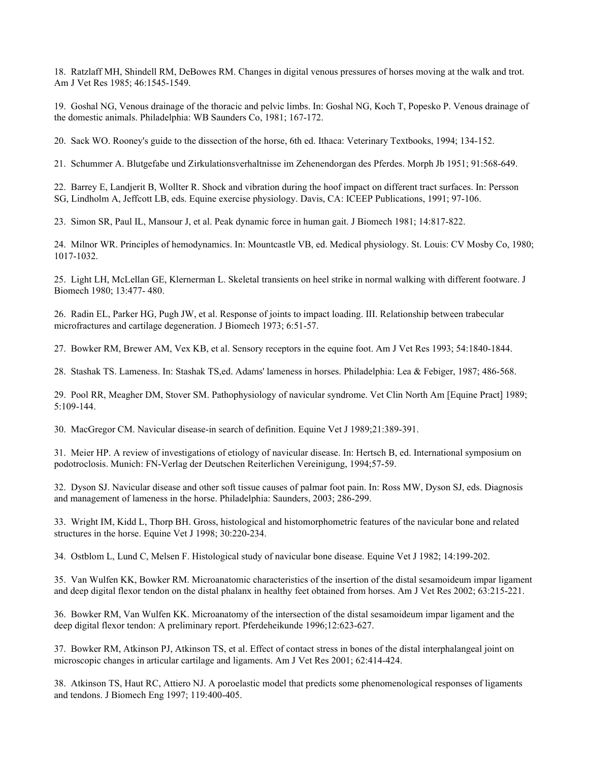18. Ratzlaff MH, Shindell RM, DeBowes RM. Changes in digital venous pressures of horses moving at the walk and trot. Am J Vet Res 1985; 46:1545-1549.

19. Goshal NG, Venous drainage of the thoracic and pelvic limbs. In: Goshal NG, Koch T, Popesko P. Venous drainage of the domestic animals. Philadelphia: WB Saunders Co, 1981; 167-172.

20. Sack WO. Rooney's guide to the dissection of the horse, 6th ed. Ithaca: Veterinary Textbooks, 1994; 134-152.

21. Schummer A. Blutgefabe und Zirkulationsverhaltnisse im Zehenendorgan des Pferdes. Morph Jb 1951; 91:568-649.

22. Barrey E, Landjerit B, Wollter R. Shock and vibration during the hoof impact on different tract surfaces. In: Persson SG, Lindholm A, Jeffcott LB, eds. Equine exercise physiology. Davis, CA: ICEEP Publications, 1991; 97-106.

23. Simon SR, Paul IL, Mansour J, et al. Peak dynamic force in human gait. J Biomech 1981; 14:817-822.

24. Milnor WR. Principles of hemodynamics. In: Mountcastle VB, ed. Medical physiology. St. Louis: CV Mosby Co, 1980; 1017-1032.

25. Light LH, McLellan GE, Klernerman L. Skeletal transients on heel strike in normal walking with different footware. J Biomech 1980; 13:477- 480.

26. Radin EL, Parker HG, Pugh JW, et al. Response of joints to impact loading. III. Relationship between trabecular microfractures and cartilage degeneration. J Biomech 1973; 6:51-57.

27. Bowker RM, Brewer AM, Vex KB, et al. Sensory receptors in the equine foot. Am J Vet Res 1993; 54:1840-1844.

28. Stashak TS. Lameness. In: Stashak TS,ed. Adams' lameness in horses. Philadelphia: Lea & Febiger, 1987; 486-568.

29. Pool RR, Meagher DM, Stover SM. Pathophysiology of navicular syndrome. Vet Clin North Am [Equine Pract] 1989; 5:109-144.

30. MacGregor CM. Navicular disease-in search of definition. Equine Vet J 1989;21:389-391.

31. Meier HP. A review of investigations of etiology of navicular disease. In: Hertsch B, ed. International symposium on podotroclosis. Munich: FN-Verlag der Deutschen Reiterlichen Vereinigung, 1994;57-59.

32. Dyson SJ. Navicular disease and other soft tissue causes of palmar foot pain. In: Ross MW, Dyson SJ, eds. Diagnosis and management of lameness in the horse. Philadelphia: Saunders, 2003; 286-299.

33. Wright IM, Kidd L, Thorp BH. Gross, histological and histomorphometric features of the navicular bone and related structures in the horse. Equine Vet J 1998; 30:220-234.

34. Ostblom L, Lund C, Melsen F. Histological study of navicular bone disease. Equine Vet J 1982; 14:199-202.

35. Van Wulfen KK, Bowker RM. Microanatomic characteristics of the insertion of the distal sesamoideum impar ligament and deep digital flexor tendon on the distal phalanx in healthy feet obtained from horses. Am J Vet Res 2002; 63:215-221.

36. Bowker RM, Van Wulfen KK. Microanatomy of the intersection of the distal sesamoideum impar ligament and the deep digital flexor tendon: A preliminary report. Pferdeheikunde 1996;12:623-627.

37. Bowker RM, Atkinson PJ, Atkinson TS, et al. Effect of contact stress in bones of the distal interphalangeal joint on microscopic changes in articular cartilage and ligaments. Am J Vet Res 2001; 62:414-424.

38. Atkinson TS, Haut RC, Attiero NJ. A poroelastic model that predicts some phenomenological responses of ligaments and tendons. J Biomech Eng 1997; 119:400-405.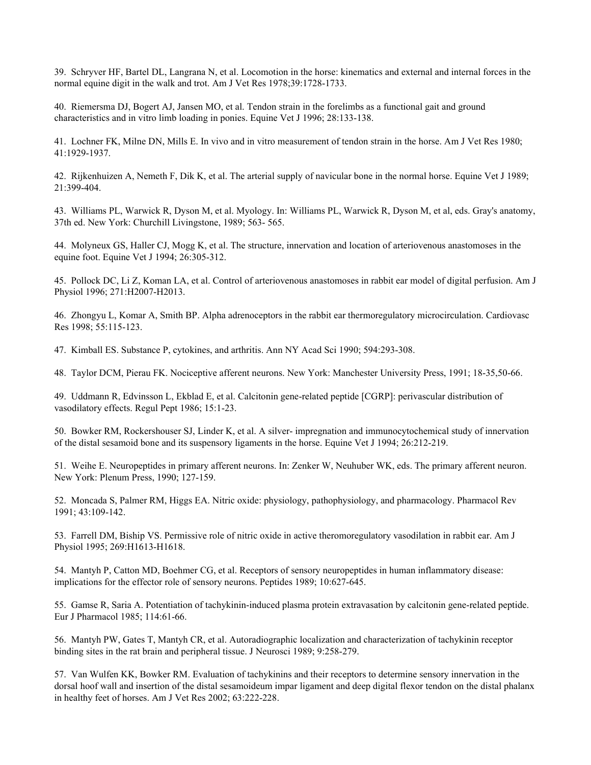39. Schryver HF, Bartel DL, Langrana N, et al. Locomotion in the horse: kinematics and external and internal forces in the normal equine digit in the walk and trot. Am J Vet Res 1978;39:1728-1733.

40. Riemersma DJ, Bogert AJ, Jansen MO, et al. Tendon strain in the forelimbs as a functional gait and ground characteristics and in vitro limb loading in ponies. Equine Vet J 1996; 28:133-138.

41. Lochner FK, Milne DN, Mills E. In vivo and in vitro measurement of tendon strain in the horse. Am J Vet Res 1980; 41:1929-1937.

42. Rijkenhuizen A, Nemeth F, Dik K, et al. The arterial supply of navicular bone in the normal horse. Equine Vet J 1989; 21:399-404.

43. Williams PL, Warwick R, Dyson M, et al. Myology. In: Williams PL, Warwick R, Dyson M, et al, eds. Gray's anatomy, 37th ed. New York: Churchill Livingstone, 1989; 563- 565.

44. Molyneux GS, Haller CJ, Mogg K, et al. The structure, innervation and location of arteriovenous anastomoses in the equine foot. Equine Vet J 1994; 26:305-312.

45. Pollock DC, Li Z, Koman LA, et al. Control of arteriovenous anastomoses in rabbit ear model of digital perfusion. Am J Physiol 1996; 271:H2007-H2013.

46. Zhongyu L, Komar A, Smith BP. Alpha adrenoceptors in the rabbit ear thermoregulatory microcirculation. Cardiovasc Res 1998; 55:115-123.

47. Kimball ES. Substance P, cytokines, and arthritis. Ann NY Acad Sci 1990; 594:293-308.

48. Taylor DCM, Pierau FK. Nociceptive afferent neurons. New York: Manchester University Press, 1991; 18-35,50-66.

49. Uddmann R, Edvinsson L, Ekblad E, et al. Calcitonin gene-related peptide [CGRP]: perivascular distribution of vasodilatory effects. Regul Pept 1986; 15:1-23.

50. Bowker RM, Rockershouser SJ, Linder K, et al. A silver- impregnation and immunocytochemical study of innervation of the distal sesamoid bone and its suspensory ligaments in the horse. Equine Vet J 1994; 26:212-219.

51. Weihe E. Neuropeptides in primary afferent neurons. In: Zenker W, Neuhuber WK, eds. The primary afferent neuron. New York: Plenum Press, 1990; 127-159.

52. Moncada S, Palmer RM, Higgs EA. Nitric oxide: physiology, pathophysiology, and pharmacology. Pharmacol Rev 1991; 43:109-142.

53. Farrell DM, Biship VS. Permissive role of nitric oxide in active theromoregulatory vasodilation in rabbit ear. Am J Physiol 1995; 269:H1613-H1618.

54. Mantyh P, Catton MD, Boehmer CG, et al. Receptors of sensory neuropeptides in human inflammatory disease: implications for the effector role of sensory neurons. Peptides 1989; 10:627-645.

55. Gamse R, Saria A. Potentiation of tachykinin-induced plasma protein extravasation by calcitonin gene-related peptide. Eur J Pharmacol 1985; 114:61-66.

56. Mantyh PW, Gates T, Mantyh CR, et al. Autoradiographic localization and characterization of tachykinin receptor binding sites in the rat brain and peripheral tissue. J Neurosci 1989; 9:258-279.

57. Van Wulfen KK, Bowker RM. Evaluation of tachykinins and their receptors to determine sensory innervation in the dorsal hoof wall and insertion of the distal sesamoideum impar ligament and deep digital flexor tendon on the distal phalanx in healthy feet of horses. Am J Vet Res 2002; 63:222-228.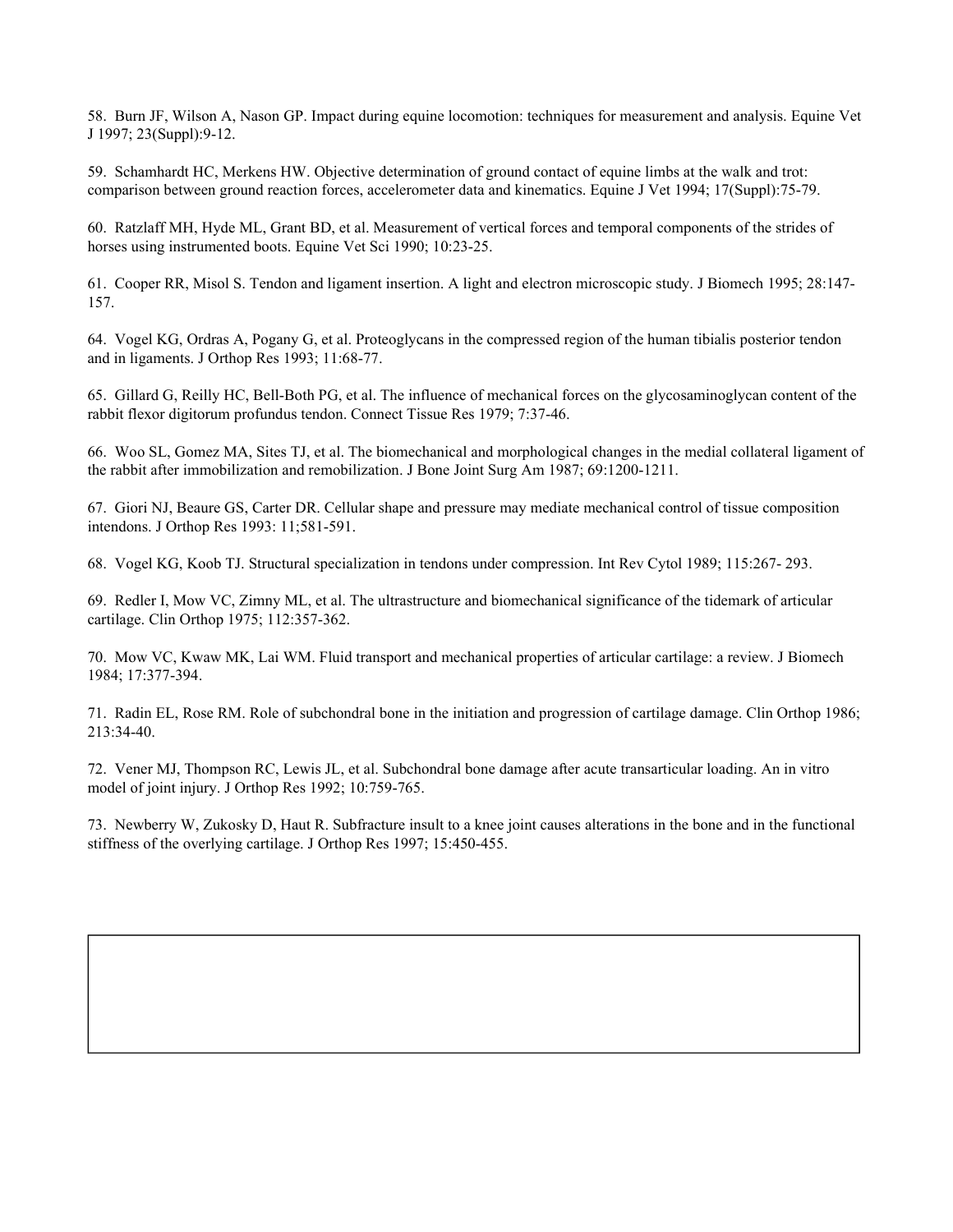58. Burn JF, Wilson A, Nason GP. Impact during equine locomotion: techniques for measurement and analysis. Equine Vet J 1997; 23(Suppl):9-12.

59. Schamhardt HC, Merkens HW. Objective determination of ground contact of equine limbs at the walk and trot: comparison between ground reaction forces, accelerometer data and kinematics. Equine J Vet 1994; 17(Suppl):75-79.

60. Ratzlaff MH, Hyde ML, Grant BD, et al. Measurement of vertical forces and temporal components of the strides of horses using instrumented boots. Equine Vet Sci 1990; 10:23-25.

61. Cooper RR, Misol S. Tendon and ligament insertion. A light and electron microscopic study. J Biomech 1995; 28:147-157.

64. Vogel KG, Ordras A, Pogany G, et al. Proteoglycans in the compressed region of the human tibialis posterior tendon and in ligaments. J Orthop Res 1993; 11:68-77.

65. Gillard G, Reilly HC, Bell-Both PG, et al. The influence of mechanical forces on the glycosaminoglycan content of the rabbit flexor digitorum profundus tendon. Connect Tissue Res 1979; 7:37-46.

66. Woo SL, Gomez MA, Sites TJ, et al. The biomechanical and morphological changes in the medial collateral ligament of the rabbit after immobilization and remobilization. J Bone Joint Surg Am 1987; 69:1200-1211.

67. Giori NJ, Beaure GS, Carter DR. Cellular shape and pressure may mediate mechanical control of tissue composition intendons. J Orthop Res 1993: 11;581-591.

68. Vogel KG, Koob TJ. Structural specialization in tendons under compression. Int Rev Cytol 1989; 115:267- 293.

69. Redler I, Mow VC, Zimny ML, et al. The ultrastructure and biomechanical significance of the tidemark of articular cartilage. Clin Orthop 1975; 112:357-362.

70. Mow VC, Kwaw MK, Lai WM. Fluid transport and mechanical properties of articular cartilage: a review. J Biomech 1984; 17:377-394.

71. Radin EL, Rose RM. Role of subchondral bone in the initiation and progression of cartilage damage. Clin Orthop 1986; 213:34-40.

72. Vener MJ, Thompson RC, Lewis JL, et al. Subchondral bone damage after acute transarticular loading. An in vitro model of joint injury. J Orthop Res 1992; 10:759-765.

73. Newberry W, Zukosky D, Haut R. Subfracture insult to a knee joint causes alterations in the bone and in the functional stiffness of the overlying cartilage. J Orthop Res 1997; 15:450-455.